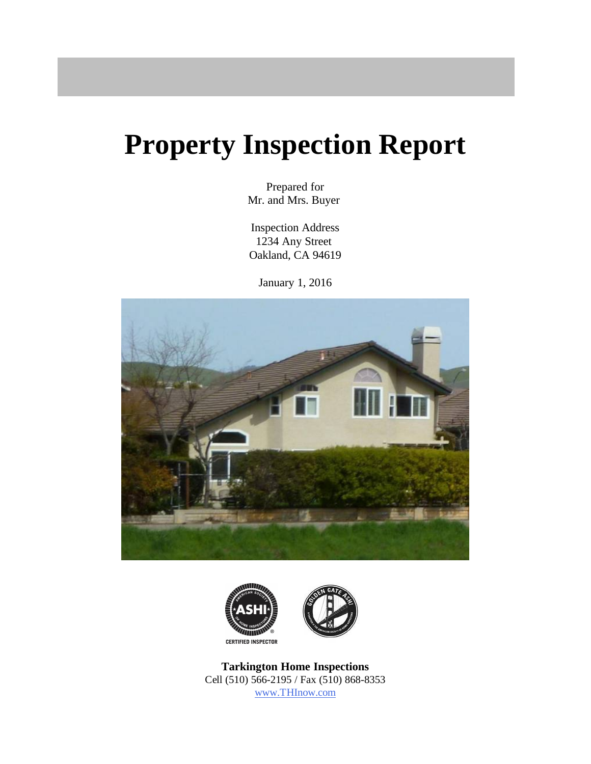# Property Inspection Report

Prepared for
Mr. and Mrs. Buyer

Inspection Address
1234 Any Street
Oakland, CA 94619

January 1, 2016

CERTIFIED INSPECTOR

**Tarkington Home Inspections**
Cell (510) 566-2195 / Fax (510) 868-8353
www.THInow.com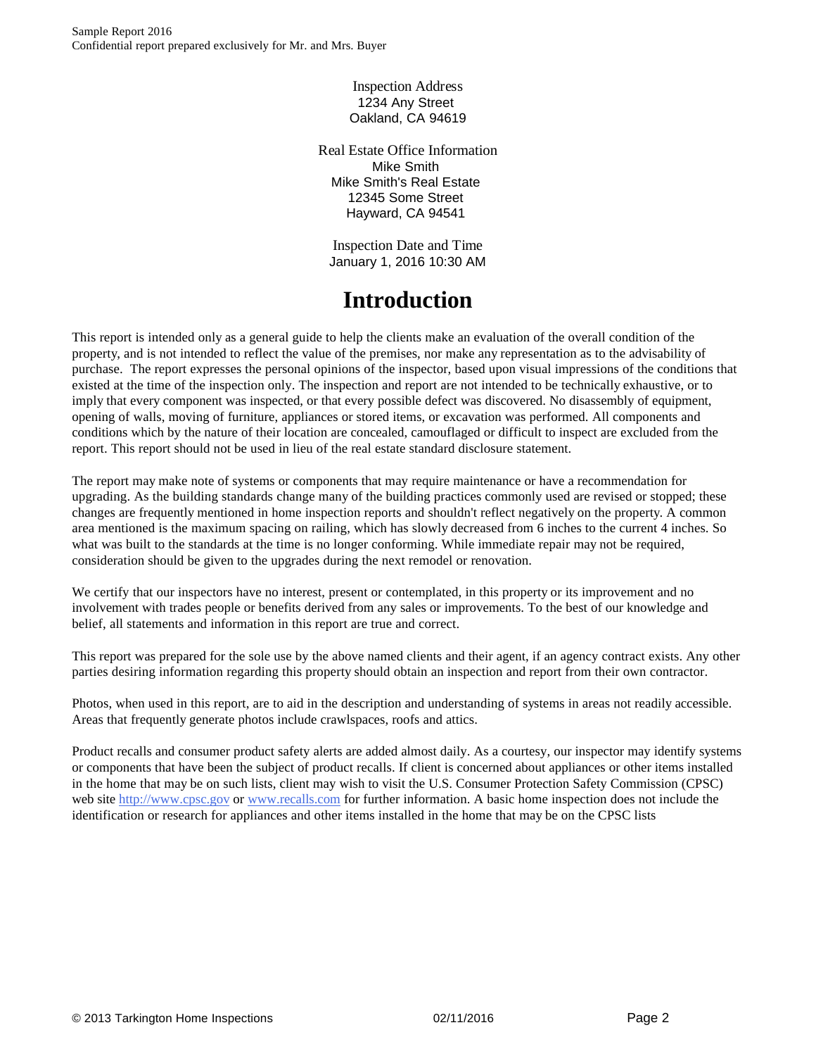Inspection Address
1234 Any Street
Oakland, CA 94619

Real Estate Office Information
Mike Smith
Mike Smith's Real Estate
12345 Some Street
Hayward, CA 94541

Inspection Date and Time
January 1, 2016 10:30 AM

# Introduction

This report is intended only as a general guide to help the clients make an evaluation of the overall condition of the property, and is not intended to reflect the value of the premises, nor make any representation as to the advisability of purchase. The report expresses the personal opinions of the inspector, based upon visual impressions of the conditions that existed at the time of the inspection only. The inspection and report are not intended to be technically exhaustive, or to imply that every component was inspected, or that every possible defect was discovered. No disassembly of equipment, opening of walls, moving of furniture, appliances or stored items, or excavation was performed. All components and conditions which by the nature of their location are concealed, camouflaged or difficult to inspect are excluded from the report. This report should not be used in lieu of the real estate standard disclosure statement.

The report may make note of systems or components that may require maintenance or have a recommendation for upgrading. As the building standards change many of the building practices commonly used are revised or stopped; these changes are frequently mentioned in home inspection reports and shouldn't reflect negatively on the property. A common area mentioned is the maximum spacing on railing, which has slowly decreased from 6 inches to the current 4 inches. So what was built to the standards at the time is no longer conforming. While immediate repair may not be required, consideration should be given to the upgrades during the next remodel or renovation.

We certify that our inspectors have no interest, present or contemplated, in this property or its improvement and no involvement with trades people or benefits derived from any sales or improvements. To the best of our knowledge and belief, all statements and information in this report are true and correct.

This report was prepared for the sole use by the above named clients and their agent, if an agency contract exists. Any other parties desiring information regarding this property should obtain an inspection and report from their own contractor.

Photos, when used in this report, are to aid in the description and understanding of systems in areas not readily accessible. Areas that frequently generate photos include crawlspaces, roofs and attics.

Product recalls and consumer product safety alerts are added almost daily. As a courtesy, our inspector may identify systems or components that have been the subject of product recalls. If client is concerned about appliances or other items installed in the home that may be on such lists, client may wish to visit the U.S. Consumer Protection Safety Commission (CPSC) web site [http://www.cpsc.gov](http://www.cpsc.gov) or [www.recalls.com](http://www.recalls.com) for further information. A basic home inspection does not include the identification or research for appliances and other items installed in the home that may be on the CPSC lists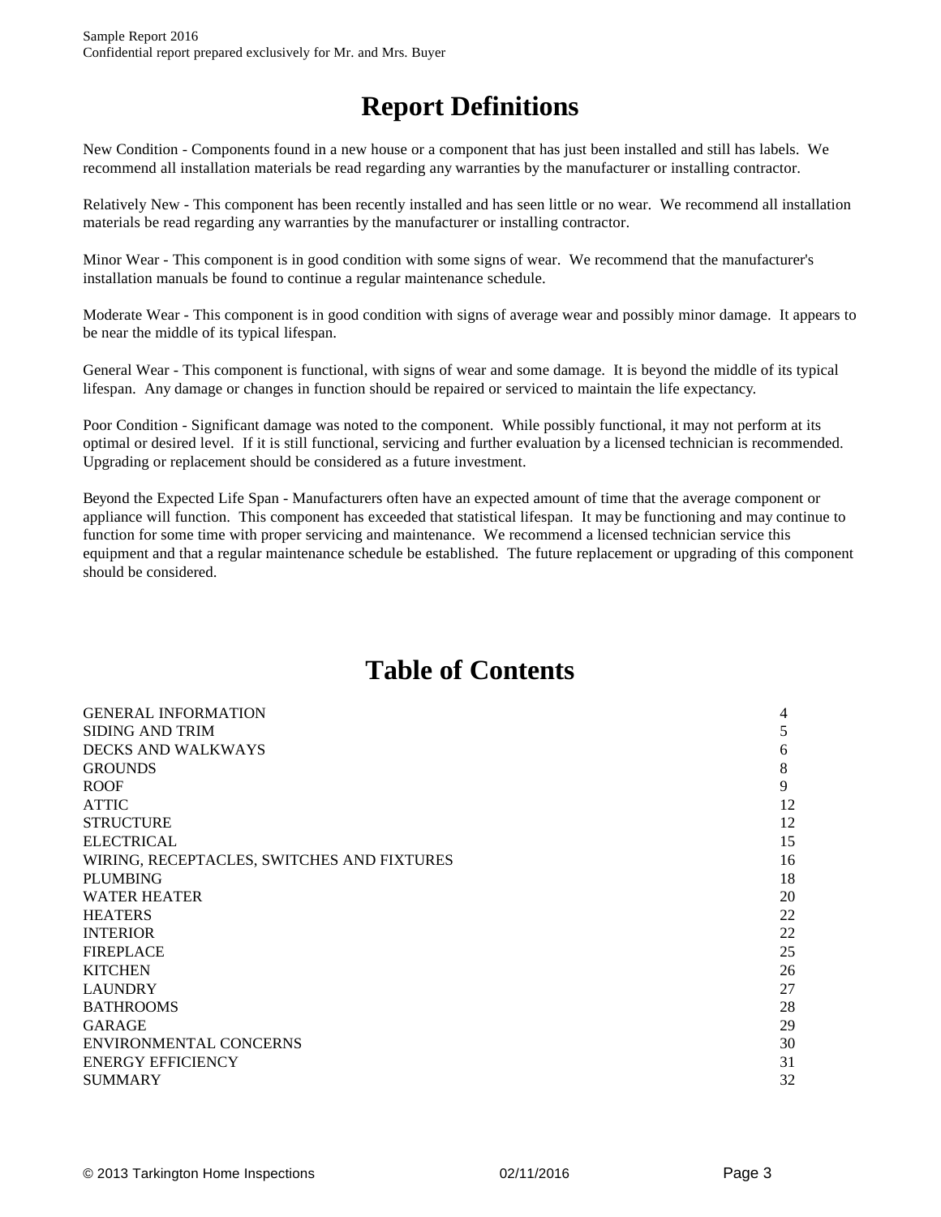# Report Definitions

New Condition - Components found in a new house or a component that has just been installed and still has labels. We recommend all installation materials be read regarding any warranties by the manufacturer or installing contractor.

Relatively New - This component has been recently installed and has seen little or no wear. We recommend all installation materials be read regarding any warranties by the manufacturer or installing contractor.

Minor Wear - This component is in good condition with some signs of wear. We recommend that the manufacturer's installation manuals be found to continue a regular maintenance schedule.

Moderate Wear - This component is in good condition with signs of average wear and possibly minor damage. It appears to be near the middle of its typical lifespan.

General Wear - This component is functional, with signs of wear and some damage. It is beyond the middle of its typical lifespan. Any damage or changes in function should be repaired or serviced to maintain the life expectancy.

Poor Condition - Significant damage was noted to the component. While possibly functional, it may not perform at its optimal or desired level. If it is still functional, servicing and further evaluation by a licensed technician is recommended. Upgrading or replacement should be considered as a future investment.

Beyond the Expected Life Span - Manufacturers often have an expected amount of time that the average component or appliance will function. This component has exceeded that statistical lifespan. It may be functioning and may continue to function for some time with proper servicing and maintenance. We recommend a licensed technician service this equipment and that a regular maintenance schedule be established. The future replacement or upgrading of this component should be considered.

# Table of Contents

| Section | Page |
|---|---|
| GENERAL INFORMATION | 4 |
| SIDING AND TRIM | 5 |
| DECKS AND WALKWAYS | 6 |
| GROUNDS | 8 |
| ROOF | 9 |
| ATTIC | 12 |
| STRUCTURE | 12 |
| ELECTRICAL | 15 |
| WIRING, RECEPTACLES, SWITCHES AND FIXTURES | 16 |
| PLUMBING | 18 |
| WATER HEATER | 20 |
| HEATERS | 22 |
| INTERIOR | 22 |
| FIREPLACE | 25 |
| KITCHEN | 26 |
| LAUNDRY | 27 |
| BATHROOMS | 28 |
| GARAGE | 29 |
| ENVIRONMENTAL CONCERNS | 30 |
| ENERGY EFFICIENCY | 31 |
| SUMMARY | 32 |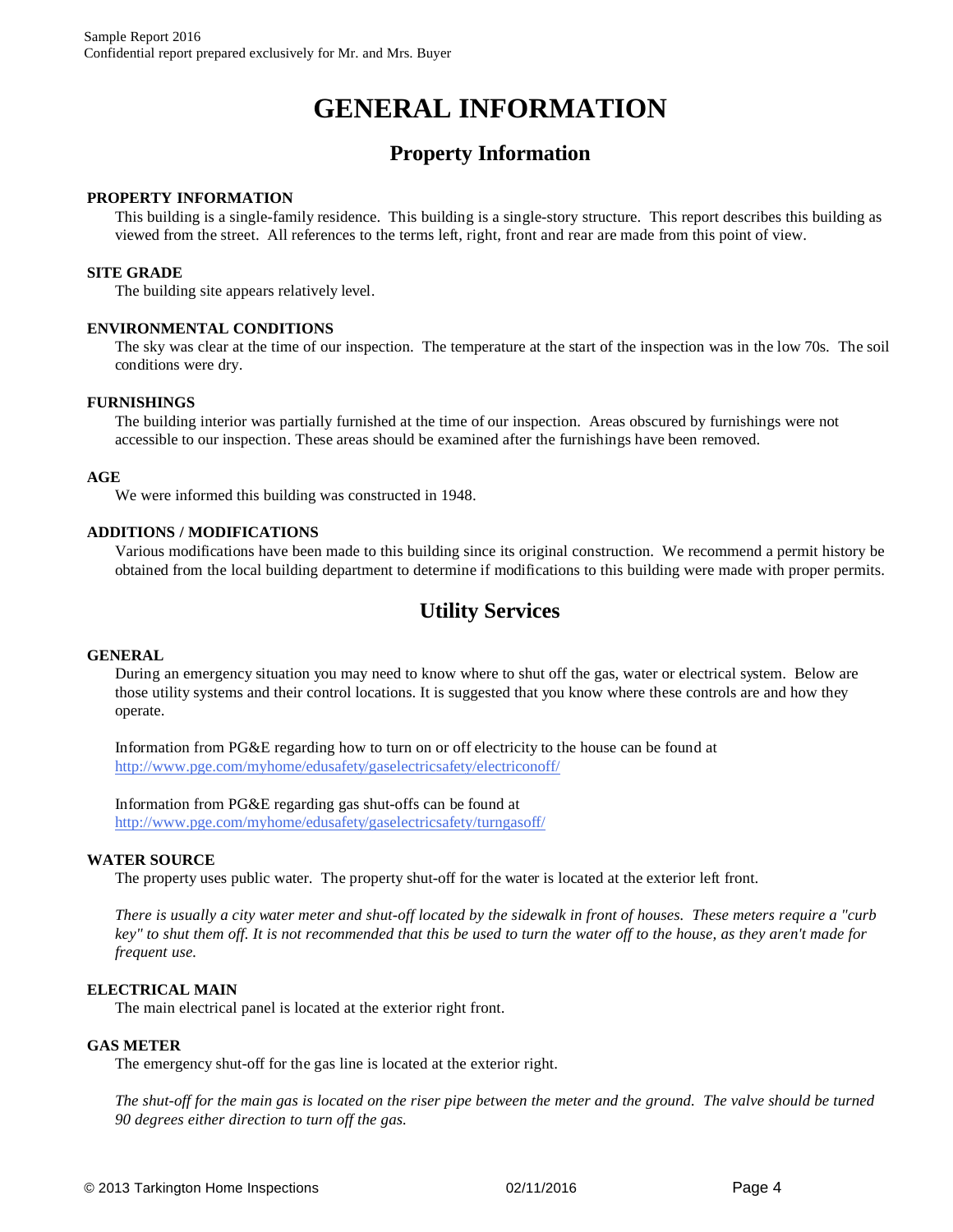# GENERAL INFORMATION

## Property Information

**PROPERTY INFORMATION**

This building is a single-family residence. This building is a single-story structure. This report describes this building as viewed from the street. All references to the terms left, right, front and rear are made from this point of view.

**SITE GRADE**

The building site appears relatively level.

**ENVIRONMENTAL CONDITIONS**

The sky was clear at the time of our inspection. The temperature at the start of the inspection was in the low 70s. The soil conditions were dry.

**FURNISHINGS**

The building interior was partially furnished at the time of our inspection. Areas obscured by furnishings were not accessible to our inspection. These areas should be examined after the furnishings have been removed.

**AGE**

We were informed this building was constructed in 1948.

**ADDITIONS / MODIFICATIONS**

Various modifications have been made to this building since its original construction. We recommend a permit history be obtained from the local building department to determine if modifications to this building were made with proper permits.

## Utility Services

**GENERAL**

During an emergency situation you may need to know where to shut off the gas, water or electrical system. Below are those utility systems and their control locations. It is suggested that you know where these controls are and how they operate.

Information from PG&E regarding how to turn on or off electricity to the house can be found at http://www.pge.com/myhome/edusafety/gaselectricsafety/electriconoff/

Information from PG&E regarding gas shut-offs can be found at http://www.pge.com/myhome/edusafety/gaselectricsafety/turngasoff/

**WATER SOURCE**

The property uses public water. The property shut-off for the water is located at the exterior left front.

*There is usually a city water meter and shut-off located by the sidewalk in front of houses. These meters require a "curb key" to shut them off. It is not recommended that this be used to turn the water off to the house, as they aren't made for frequent use.*

**ELECTRICAL MAIN**

The main electrical panel is located at the exterior right front.

**GAS METER**

The emergency shut-off for the gas line is located at the exterior right.

*The shut-off for the main gas is located on the riser pipe between the meter and the ground. The valve should be turned 90 degrees either direction to turn off the gas.*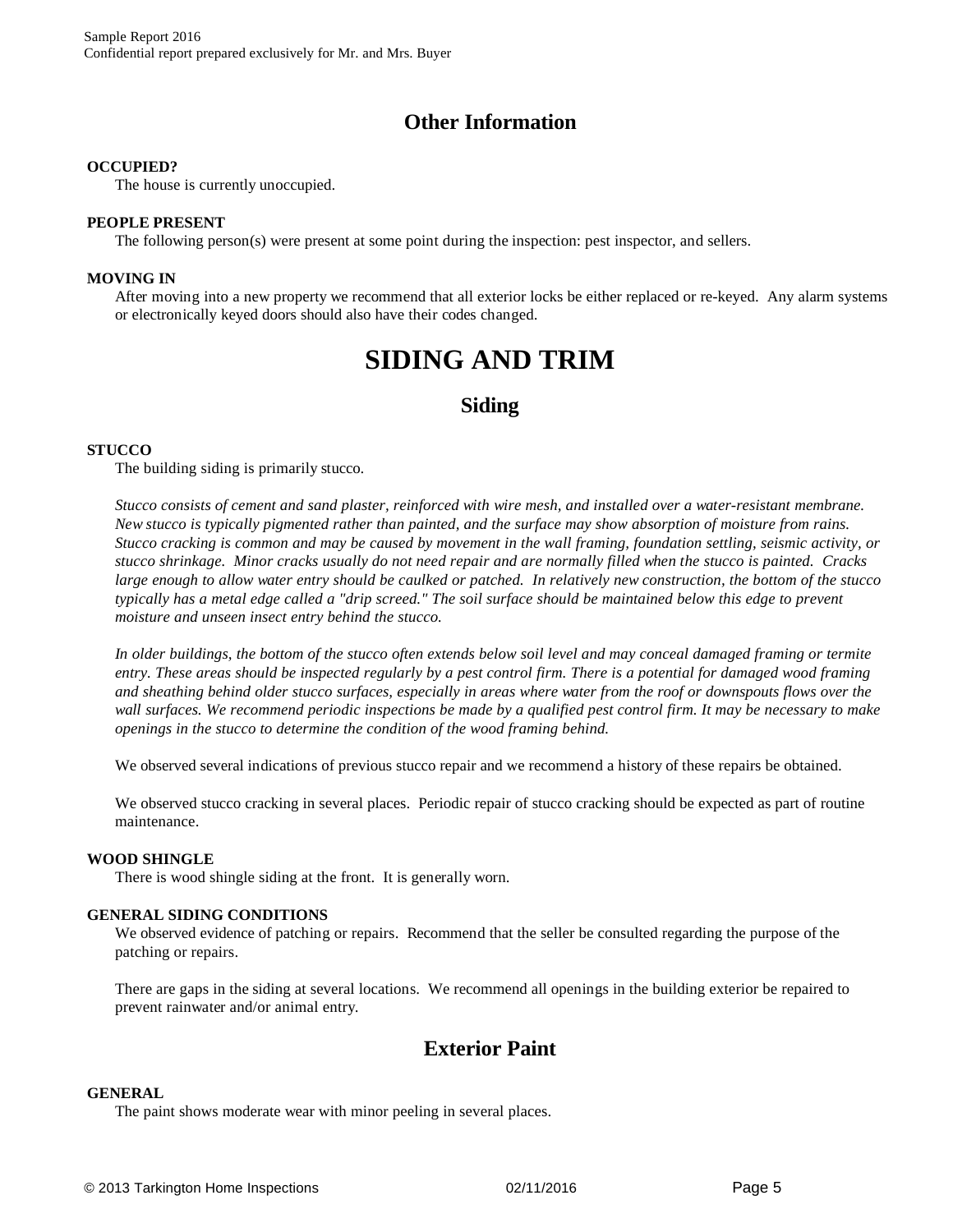## Other Information

**OCCUPIED?**

The house is currently unoccupied.

**PEOPLE PRESENT**

The following person(s) were present at some point during the inspection: pest inspector, and sellers.

**MOVING IN**

After moving into a new property we recommend that all exterior locks be either replaced or re-keyed. Any alarm systems or electronically keyed doors should also have their codes changed.

# SIDING AND TRIM

## Siding

**STUCCO**

The building siding is primarily stucco.

*Stucco consists of cement and sand plaster, reinforced with wire mesh, and installed over a water-resistant membrane. New stucco is typically pigmented rather than painted, and the surface may show absorption of moisture from rains. Stucco cracking is common and may be caused by movement in the wall framing, foundation settling, seismic activity, or stucco shrinkage. Minor cracks usually do not need repair and are normally filled when the stucco is painted. Cracks large enough to allow water entry should be caulked or patched. In relatively new construction, the bottom of the stucco typically has a metal edge called a "drip screed." The soil surface should be maintained below this edge to prevent moisture and unseen insect entry behind the stucco.*

*In older buildings, the bottom of the stucco often extends below soil level and may conceal damaged framing or termite entry. These areas should be inspected regularly by a pest control firm. There is a potential for damaged wood framing and sheathing behind older stucco surfaces, especially in areas where water from the roof or downspouts flows over the wall surfaces. We recommend periodic inspections be made by a qualified pest control firm. It may be necessary to make openings in the stucco to determine the condition of the wood framing behind.*

We observed several indications of previous stucco repair and we recommend a history of these repairs be obtained.

We observed stucco cracking in several places. Periodic repair of stucco cracking should be expected as part of routine maintenance.

**WOOD SHINGLE**

There is wood shingle siding at the front. It is generally worn.

**GENERAL SIDING CONDITIONS**

We observed evidence of patching or repairs. Recommend that the seller be consulted regarding the purpose of the patching or repairs.

There are gaps in the siding at several locations. We recommend all openings in the building exterior be repaired to prevent rainwater and/or animal entry.

## Exterior Paint

**GENERAL**

The paint shows moderate wear with minor peeling in several places.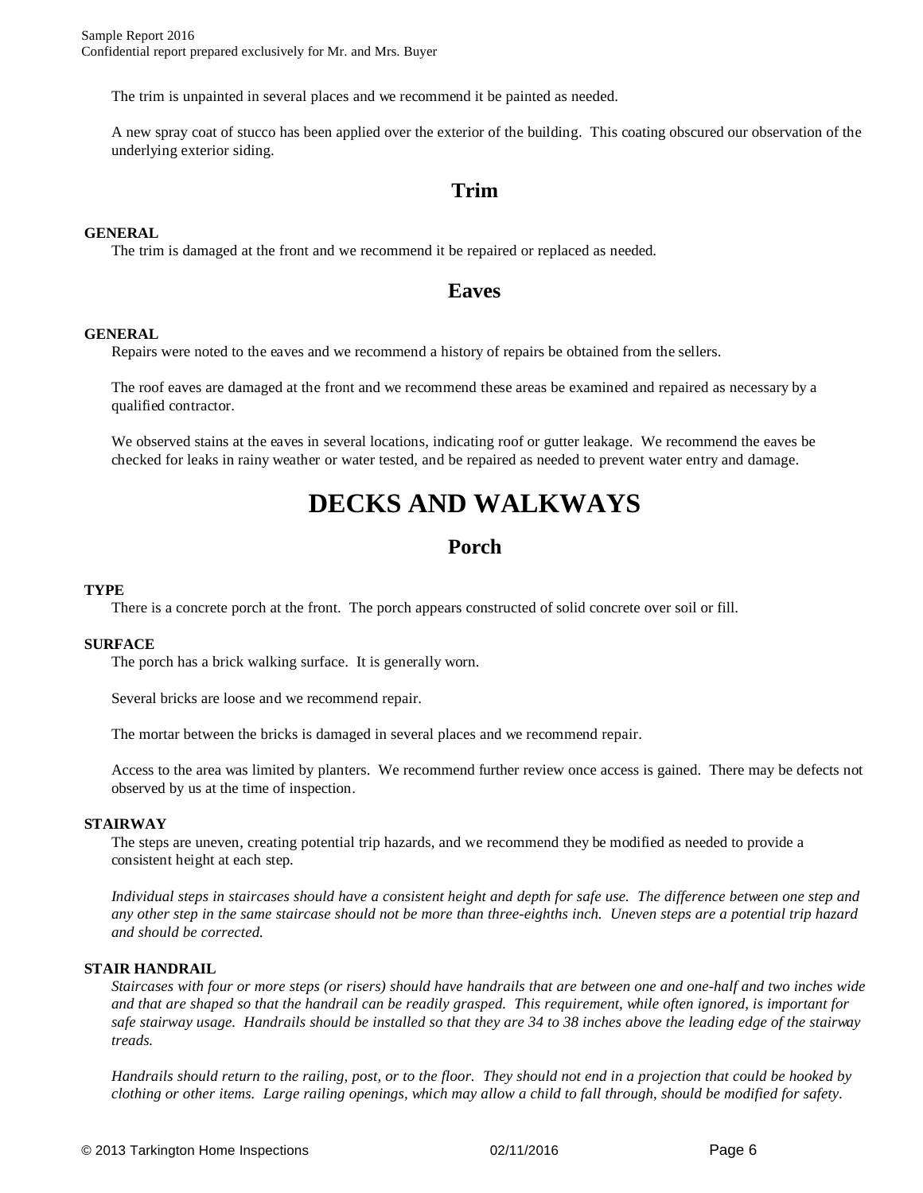The trim is unpainted in several places and we recommend it be painted as needed.

A new spray coat of stucco has been applied over the exterior of the building. This coating obscured our observation of the underlying exterior siding.

## Trim

**GENERAL**

The trim is damaged at the front and we recommend it be repaired or replaced as needed.

## Eaves

**GENERAL**

Repairs were noted to the eaves and we recommend a history of repairs be obtained from the sellers.

The roof eaves are damaged at the front and we recommend these areas be examined and repaired as necessary by a qualified contractor.

We observed stains at the eaves in several locations, indicating roof or gutter leakage. We recommend the eaves be checked for leaks in rainy weather or water tested, and be repaired as needed to prevent water entry and damage.

# DECKS AND WALKWAYS

## Porch

**TYPE**

There is a concrete porch at the front. The porch appears constructed of solid concrete over soil or fill.

**SURFACE**

The porch has a brick walking surface. It is generally worn.

Several bricks are loose and we recommend repair.

The mortar between the bricks is damaged in several places and we recommend repair.

Access to the area was limited by planters. We recommend further review once access is gained. There may be defects not observed by us at the time of inspection.

**STAIRWAY**

The steps are uneven, creating potential trip hazards, and we recommend they be modified as needed to provide a consistent height at each step.

*Individual steps in staircases should have a consistent height and depth for safe use. The difference between one step and any other step in the same staircase should not be more than three-eighths inch. Uneven steps are a potential trip hazard and should be corrected.*

**STAIR HANDRAIL**

*Staircases with four or more steps (or risers) should have handrails that are between one and one-half and two inches wide and that are shaped so that the handrail can be readily grasped. This requirement, while often ignored, is important for safe stairway usage. Handrails should be installed so that they are 34 to 38 inches above the leading edge of the stairway treads.*

*Handrails should return to the railing, post, or to the floor. They should not end in a projection that could be hooked by clothing or other items. Large railing openings, which may allow a child to fall through, should be modified for safety.*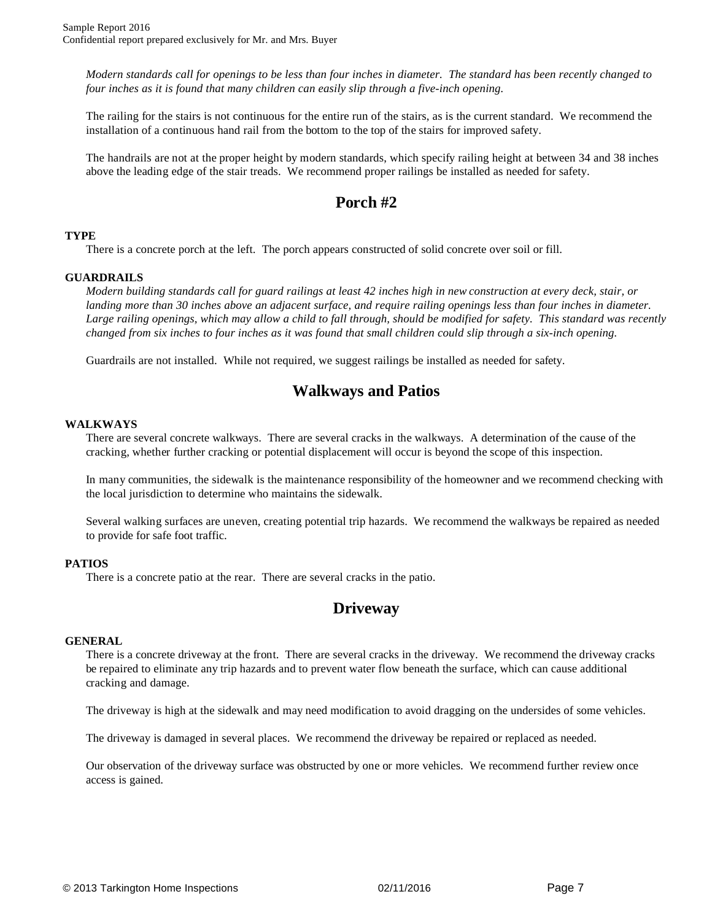*Modern standards call for openings to be less than four inches in diameter. The standard has been recently changed to four inches as it is found that many children can easily slip through a five-inch opening.*

The railing for the stairs is not continuous for the entire run of the stairs, as is the current standard. We recommend the installation of a continuous hand rail from the bottom to the top of the stairs for improved safety.

The handrails are not at the proper height by modern standards, which specify railing height at between 34 and 38 inches above the leading edge of the stair treads. We recommend proper railings be installed as needed for safety.

## Porch #2

**TYPE**

There is a concrete porch at the left. The porch appears constructed of solid concrete over soil or fill.

**GUARDRAILS**

*Modern building standards call for guard railings at least 42 inches high in new construction at every deck, stair, or landing more than 30 inches above an adjacent surface, and require railing openings less than four inches in diameter. Large railing openings, which may allow a child to fall through, should be modified for safety. This standard was recently changed from six inches to four inches as it was found that small children could slip through a six-inch opening.*

Guardrails are not installed. While not required, we suggest railings be installed as needed for safety.

## Walkways and Patios

**WALKWAYS**

There are several concrete walkways. There are several cracks in the walkways. A determination of the cause of the cracking, whether further cracking or potential displacement will occur is beyond the scope of this inspection.

In many communities, the sidewalk is the maintenance responsibility of the homeowner and we recommend checking with the local jurisdiction to determine who maintains the sidewalk.

Several walking surfaces are uneven, creating potential trip hazards. We recommend the walkways be repaired as needed to provide for safe foot traffic.

**PATIOS**

There is a concrete patio at the rear. There are several cracks in the patio.

## Driveway

**GENERAL**

There is a concrete driveway at the front. There are several cracks in the driveway. We recommend the driveway cracks be repaired to eliminate any trip hazards and to prevent water flow beneath the surface, which can cause additional cracking and damage.

The driveway is high at the sidewalk and may need modification to avoid dragging on the undersides of some vehicles.

The driveway is damaged in several places. We recommend the driveway be repaired or replaced as needed.

Our observation of the driveway surface was obstructed by one or more vehicles. We recommend further review once access is gained.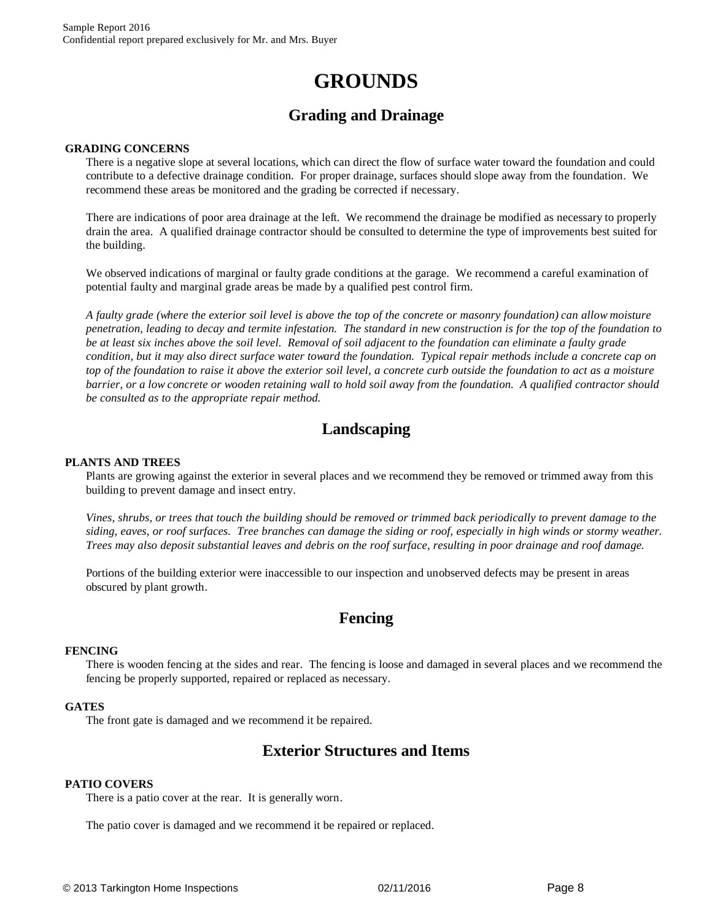# GROUNDS

## Grading and Drainage

**GRADING CONCERNS**

There is a negative slope at several locations, which can direct the flow of surface water toward the foundation and could contribute to a defective drainage condition. For proper drainage, surfaces should slope away from the foundation. We recommend these areas be monitored and the grading be corrected if necessary.

There are indications of poor area drainage at the left. We recommend the drainage be modified as necessary to properly drain the area. A qualified drainage contractor should be consulted to determine the type of improvements best suited for the building.

We observed indications of marginal or faulty grade conditions at the garage. We recommend a careful examination of potential faulty and marginal grade areas be made by a qualified pest control firm.

*A faulty grade (where the exterior soil level is above the top of the concrete or masonry foundation) can allow moisture penetration, leading to decay and termite infestation. The standard in new construction is for the top of the foundation to be at least six inches above the soil level. Removal of soil adjacent to the foundation can eliminate a faulty grade condition, but it may also direct surface water toward the foundation. Typical repair methods include a concrete cap on top of the foundation to raise it above the exterior soil level, a concrete curb outside the foundation to act as a moisture barrier, or a low concrete or wooden retaining wall to hold soil away from the foundation. A qualified contractor should be consulted as to the appropriate repair method.*

## Landscaping

**PLANTS AND TREES**

Plants are growing against the exterior in several places and we recommend they be removed or trimmed away from this building to prevent damage and insect entry.

*Vines, shrubs, or trees that touch the building should be removed or trimmed back periodically to prevent damage to the siding, eaves, or roof surfaces. Tree branches can damage the siding or roof, especially in high winds or stormy weather. Trees may also deposit substantial leaves and debris on the roof surface, resulting in poor drainage and roof damage.*

Portions of the building exterior were inaccessible to our inspection and unobserved defects may be present in areas obscured by plant growth.

## Fencing

**FENCING**

There is wooden fencing at the sides and rear. The fencing is loose and damaged in several places and we recommend the fencing be properly supported, repaired or replaced as necessary.

**GATES**

The front gate is damaged and we recommend it be repaired.

## Exterior Structures and Items

**PATIO COVERS**

There is a patio cover at the rear. It is generally worn.

The patio cover is damaged and we recommend it be repaired or replaced.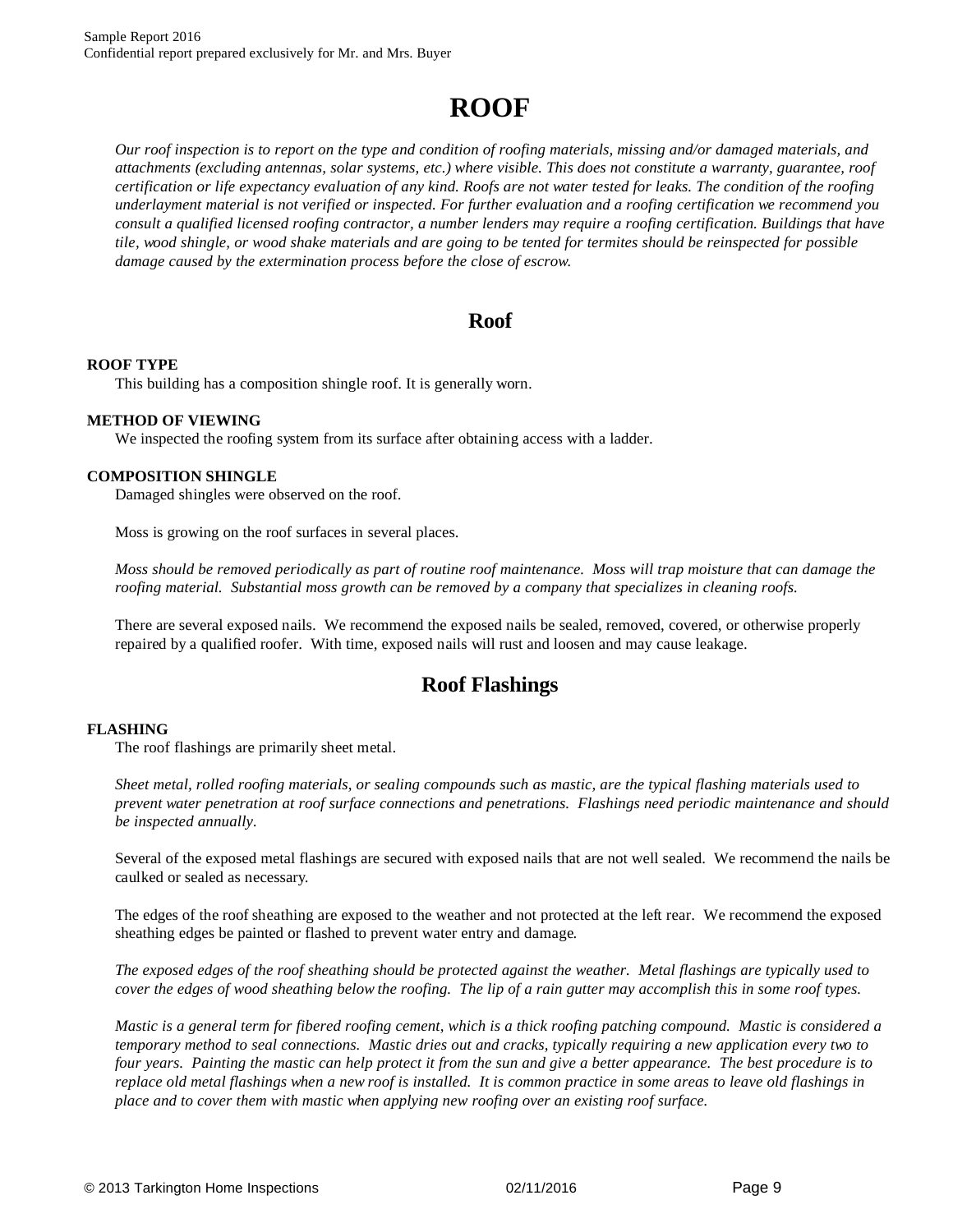# ROOF

*Our roof inspection is to report on the type and condition of roofing materials, missing and/or damaged materials, and attachments (excluding antennas, solar systems, etc.) where visible. This does not constitute a warranty, guarantee, roof certification or life expectancy evaluation of any kind. Roofs are not water tested for leaks. The condition of the roofing underlayment material is not verified or inspected. For further evaluation and a roofing certification we recommend you consult a qualified licensed roofing contractor, a number lenders may require a roofing certification. Buildings that have tile, wood shingle, or wood shake materials and are going to be tented for termites should be reinspected for possible damage caused by the extermination process before the close of escrow.*

## Roof

**ROOF TYPE**

This building has a composition shingle roof. It is generally worn.

**METHOD OF VIEWING**

We inspected the roofing system from its surface after obtaining access with a ladder.

**COMPOSITION SHINGLE**

Damaged shingles were observed on the roof.

Moss is growing on the roof surfaces in several places.

*Moss should be removed periodically as part of routine roof maintenance. Moss will trap moisture that can damage the roofing material. Substantial moss growth can be removed by a company that specializes in cleaning roofs.*

There are several exposed nails. We recommend the exposed nails be sealed, removed, covered, or otherwise properly repaired by a qualified roofer. With time, exposed nails will rust and loosen and may cause leakage.

## Roof Flashings

**FLASHING**

The roof flashings are primarily sheet metal.

*Sheet metal, rolled roofing materials, or sealing compounds such as mastic, are the typical flashing materials used to prevent water penetration at roof surface connections and penetrations. Flashings need periodic maintenance and should be inspected annually.*

Several of the exposed metal flashings are secured with exposed nails that are not well sealed. We recommend the nails be caulked or sealed as necessary.

The edges of the roof sheathing are exposed to the weather and not protected at the left rear. We recommend the exposed sheathing edges be painted or flashed to prevent water entry and damage.

*The exposed edges of the roof sheathing should be protected against the weather. Metal flashings are typically used to cover the edges of wood sheathing below the roofing. The lip of a rain gutter may accomplish this in some roof types.*

*Mastic is a general term for fibered roofing cement, which is a thick roofing patching compound. Mastic is considered a temporary method to seal connections. Mastic dries out and cracks, typically requiring a new application every two to four years. Painting the mastic can help protect it from the sun and give a better appearance. The best procedure is to replace old metal flashings when a new roof is installed. It is common practice in some areas to leave old flashings in place and to cover them with mastic when applying new roofing over an existing roof surface.*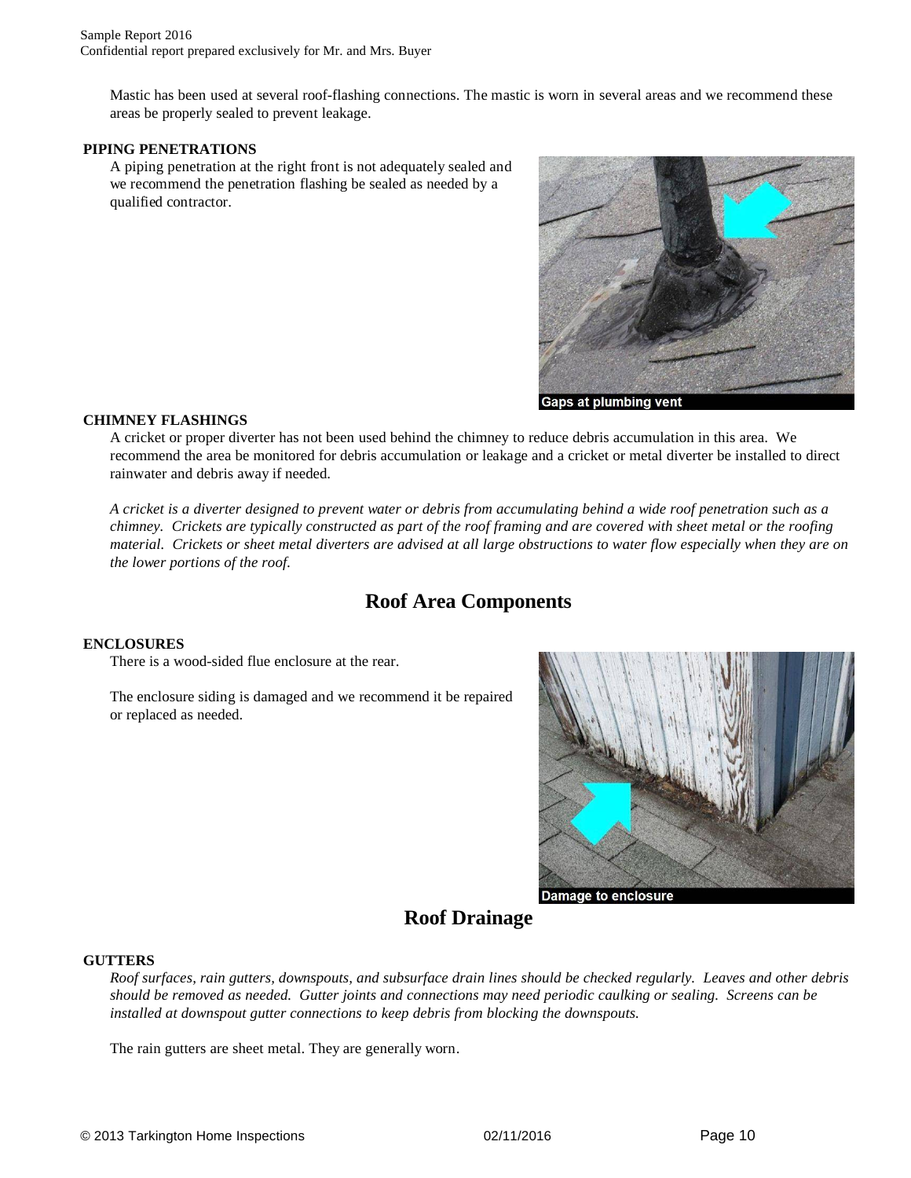Mastic has been used at several roof-flashing connections. The mastic is worn in several areas and we recommend these areas be properly sealed to prevent leakage.

**PIPING PENETRATIONS**

A piping penetration at the right front is not adequately sealed and we recommend the penetration flashing be sealed as needed by a qualified contractor.

Gaps at plumbing vent

**CHIMNEY FLASHINGS**

A cricket or proper diverter has not been used behind the chimney to reduce debris accumulation in this area. We recommend the area be monitored for debris accumulation or leakage and a cricket or metal diverter be installed to direct rainwater and debris away if needed.

*A cricket is a diverter designed to prevent water or debris from accumulating behind a wide roof penetration such as a chimney. Crickets are typically constructed as part of the roof framing and are covered with sheet metal or the roofing material. Crickets or sheet metal diverters are advised at all large obstructions to water flow especially when they are on the lower portions of the roof.*

## Roof Area Components

**ENCLOSURES**

There is a wood-sided flue enclosure at the rear.

The enclosure siding is damaged and we recommend it be repaired or replaced as needed.

Damage to enclosure

## Roof Drainage

**GUTTERS**

*Roof surfaces, rain gutters, downspouts, and subsurface drain lines should be checked regularly. Leaves and other debris should be removed as needed. Gutter joints and connections may need periodic caulking or sealing. Screens can be installed at downspout gutter connections to keep debris from blocking the downspouts.*

The rain gutters are sheet metal. They are generally worn.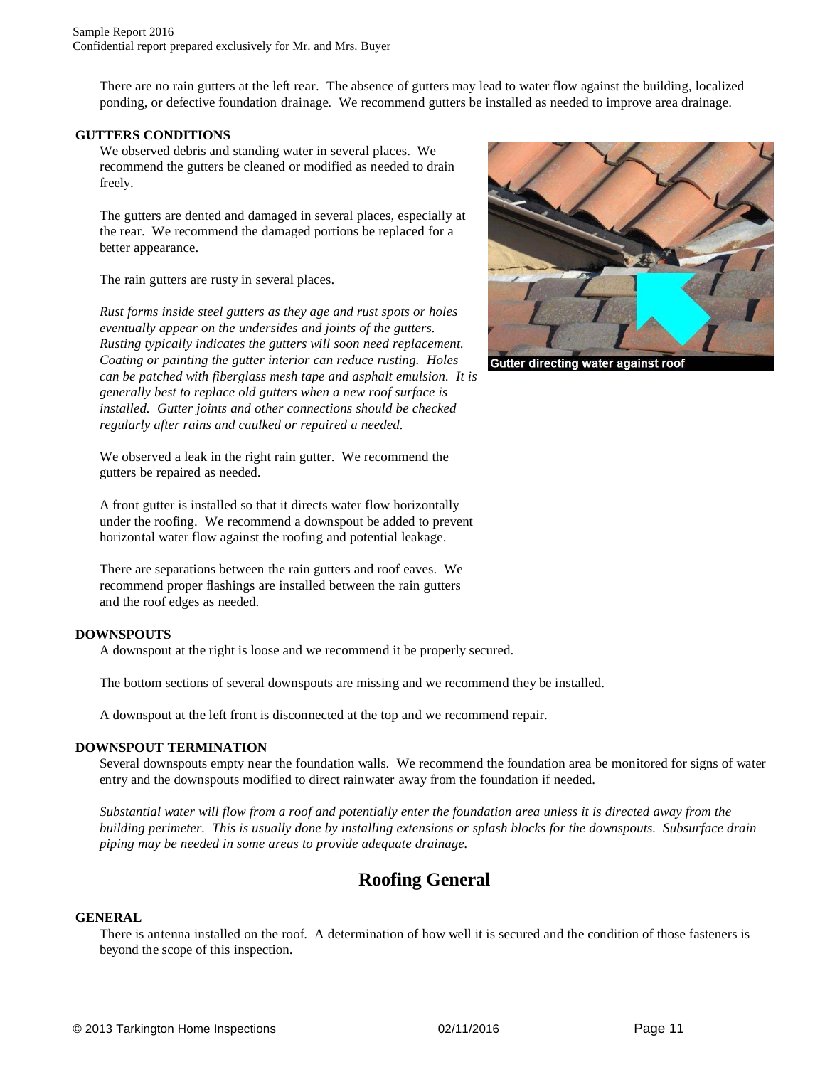There are no rain gutters at the left rear. The absence of gutters may lead to water flow against the building, localized ponding, or defective foundation drainage. We recommend gutters be installed as needed to improve area drainage.

**GUTTERS CONDITIONS**

We observed debris and standing water in several places. We recommend the gutters be cleaned or modified as needed to drain freely.

The gutters are dented and damaged in several places, especially at the rear. We recommend the damaged portions be replaced for a better appearance.

The rain gutters are rusty in several places.

*Rust forms inside steel gutters as they age and rust spots or holes eventually appear on the undersides and joints of the gutters. Rusting typically indicates the gutters will soon need replacement. Coating or painting the gutter interior can reduce rusting. Holes can be patched with fiberglass mesh tape and asphalt emulsion. It is generally best to replace old gutters when a new roof surface is installed. Gutter joints and other connections should be checked regularly after rains and caulked or repaired a needed.*

We observed a leak in the right rain gutter. We recommend the gutters be repaired as needed.

A front gutter is installed so that it directs water flow horizontally under the roofing. We recommend a downspout be added to prevent horizontal water flow against the roofing and potential leakage.

Gutter directing water against roof

There are separations between the rain gutters and roof eaves. We recommend proper flashings are installed between the rain gutters and the roof edges as needed.

**DOWNSPOUTS**

A downspout at the right is loose and we recommend it be properly secured.

The bottom sections of several downspouts are missing and we recommend they be installed.

A downspout at the left front is disconnected at the top and we recommend repair.

**DOWNSPOUT TERMINATION**

Several downspouts empty near the foundation walls. We recommend the foundation area be monitored for signs of water entry and the downspouts modified to direct rainwater away from the foundation if needed.

*Substantial water will flow from a roof and potentially enter the foundation area unless it is directed away from the building perimeter. This is usually done by installing extensions or splash blocks for the downspouts. Subsurface drain piping may be needed in some areas to provide adequate drainage.*

## Roofing General

**GENERAL**

There is antenna installed on the roof. A determination of how well it is secured and the condition of those fasteners is beyond the scope of this inspection.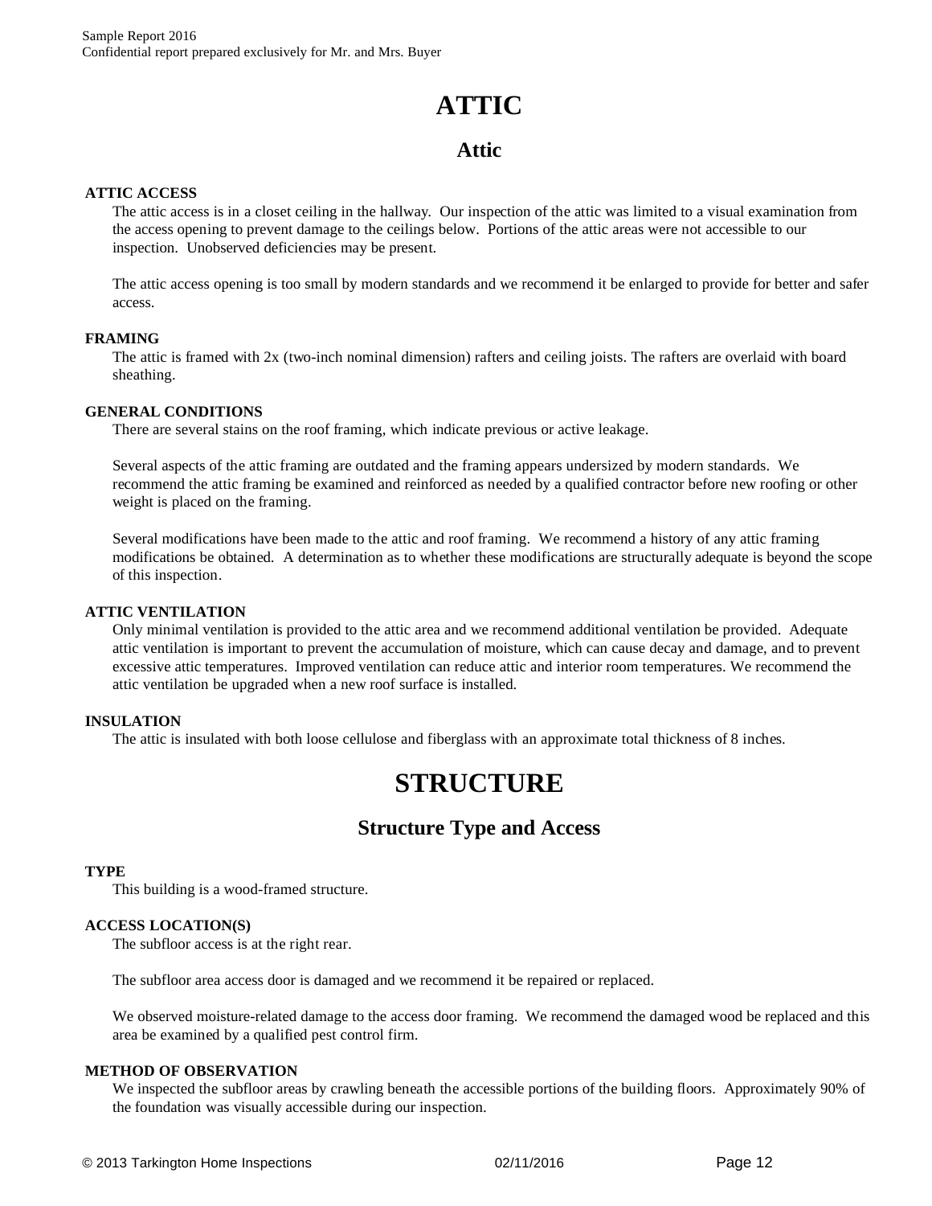# ATTIC

## Attic

**ATTIC ACCESS**

The attic access is in a closet ceiling in the hallway. Our inspection of the attic was limited to a visual examination from the access opening to prevent damage to the ceilings below. Portions of the attic areas were not accessible to our inspection. Unobserved deficiencies may be present.

The attic access opening is too small by modern standards and we recommend it be enlarged to provide for better and safer access.

**FRAMING**

The attic is framed with 2x (two-inch nominal dimension) rafters and ceiling joists. The rafters are overlaid with board sheathing.

**GENERAL CONDITIONS**

There are several stains on the roof framing, which indicate previous or active leakage.

Several aspects of the attic framing are outdated and the framing appears undersized by modern standards. We recommend the attic framing be examined and reinforced as needed by a qualified contractor before new roofing or other weight is placed on the framing.

Several modifications have been made to the attic and roof framing. We recommend a history of any attic framing modifications be obtained. A determination as to whether these modifications are structurally adequate is beyond the scope of this inspection.

**ATTIC VENTILATION**

Only minimal ventilation is provided to the attic area and we recommend additional ventilation be provided. Adequate attic ventilation is important to prevent the accumulation of moisture, which can cause decay and damage, and to prevent excessive attic temperatures. Improved ventilation can reduce attic and interior room temperatures. We recommend the attic ventilation be upgraded when a new roof surface is installed.

**INSULATION**

The attic is insulated with both loose cellulose and fiberglass with an approximate total thickness of 8 inches.

# STRUCTURE

## Structure Type and Access

**TYPE**

This building is a wood-framed structure.

**ACCESS LOCATION(S)**

The subfloor access is at the right rear.

The subfloor area access door is damaged and we recommend it be repaired or replaced.

We observed moisture-related damage to the access door framing. We recommend the damaged wood be replaced and this area be examined by a qualified pest control firm.

**METHOD OF OBSERVATION**

We inspected the subfloor areas by crawling beneath the accessible portions of the building floors. Approximately 90% of the foundation was visually accessible during our inspection.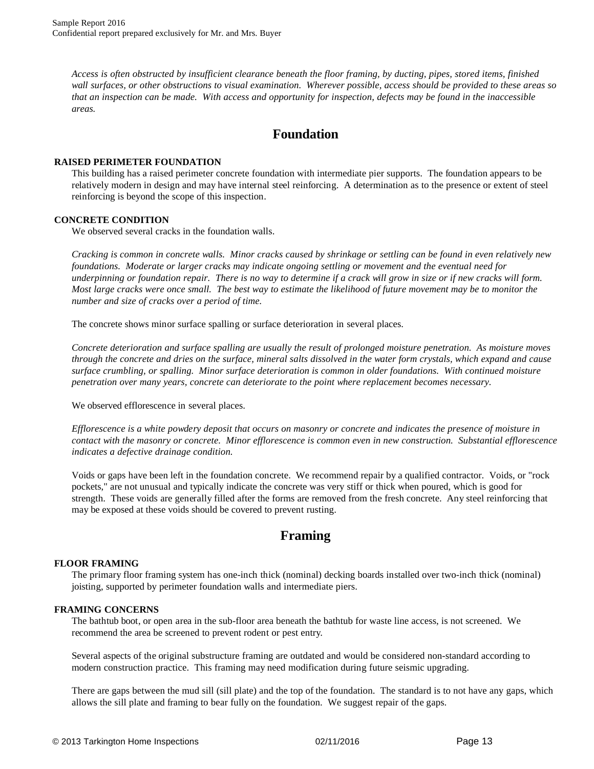*Access is often obstructed by insufficient clearance beneath the floor framing, by ducting, pipes, stored items, finished wall surfaces, or other obstructions to visual examination. Wherever possible, access should be provided to these areas so that an inspection can be made. With access and opportunity for inspection, defects may be found in the inaccessible areas.*

## Foundation

**RAISED PERIMETER FOUNDATION**

This building has a raised perimeter concrete foundation with intermediate pier supports. The foundation appears to be relatively modern in design and may have internal steel reinforcing. A determination as to the presence or extent of steel reinforcing is beyond the scope of this inspection.

**CONCRETE CONDITION**

We observed several cracks in the foundation walls.

*Cracking is common in concrete walls. Minor cracks caused by shrinkage or settling can be found in even relatively new foundations. Moderate or larger cracks may indicate ongoing settling or movement and the eventual need for underpinning or foundation repair. There is no way to determine if a crack will grow in size or if new cracks will form. Most large cracks were once small. The best way to estimate the likelihood of future movement may be to monitor the number and size of cracks over a period of time.*

The concrete shows minor surface spalling or surface deterioration in several places.

*Concrete deterioration and surface spalling are usually the result of prolonged moisture penetration. As moisture moves through the concrete and dries on the surface, mineral salts dissolved in the water form crystals, which expand and cause surface crumbling, or spalling. Minor surface deterioration is common in older foundations. With continued moisture penetration over many years, concrete can deteriorate to the point where replacement becomes necessary.*

We observed efflorescence in several places.

*Efflorescence is a white powdery deposit that occurs on masonry or concrete and indicates the presence of moisture in contact with the masonry or concrete. Minor efflorescence is common even in new construction. Substantial efflorescence indicates a defective drainage condition.*

Voids or gaps have been left in the foundation concrete. We recommend repair by a qualified contractor. Voids, or "rock pockets," are not unusual and typically indicate the concrete was very stiff or thick when poured, which is good for strength. These voids are generally filled after the forms are removed from the fresh concrete. Any steel reinforcing that may be exposed at these voids should be covered to prevent rusting.

## Framing

**FLOOR FRAMING**

The primary floor framing system has one-inch thick (nominal) decking boards installed over two-inch thick (nominal) joisting, supported by perimeter foundation walls and intermediate piers.

**FRAMING CONCERNS**

The bathtub boot, or open area in the sub-floor area beneath the bathtub for waste line access, is not screened. We recommend the area be screened to prevent rodent or pest entry.

Several aspects of the original substructure framing are outdated and would be considered non-standard according to modern construction practice. This framing may need modification during future seismic upgrading.

There are gaps between the mud sill (sill plate) and the top of the foundation. The standard is to not have any gaps, which allows the sill plate and framing to bear fully on the foundation. We suggest repair of the gaps.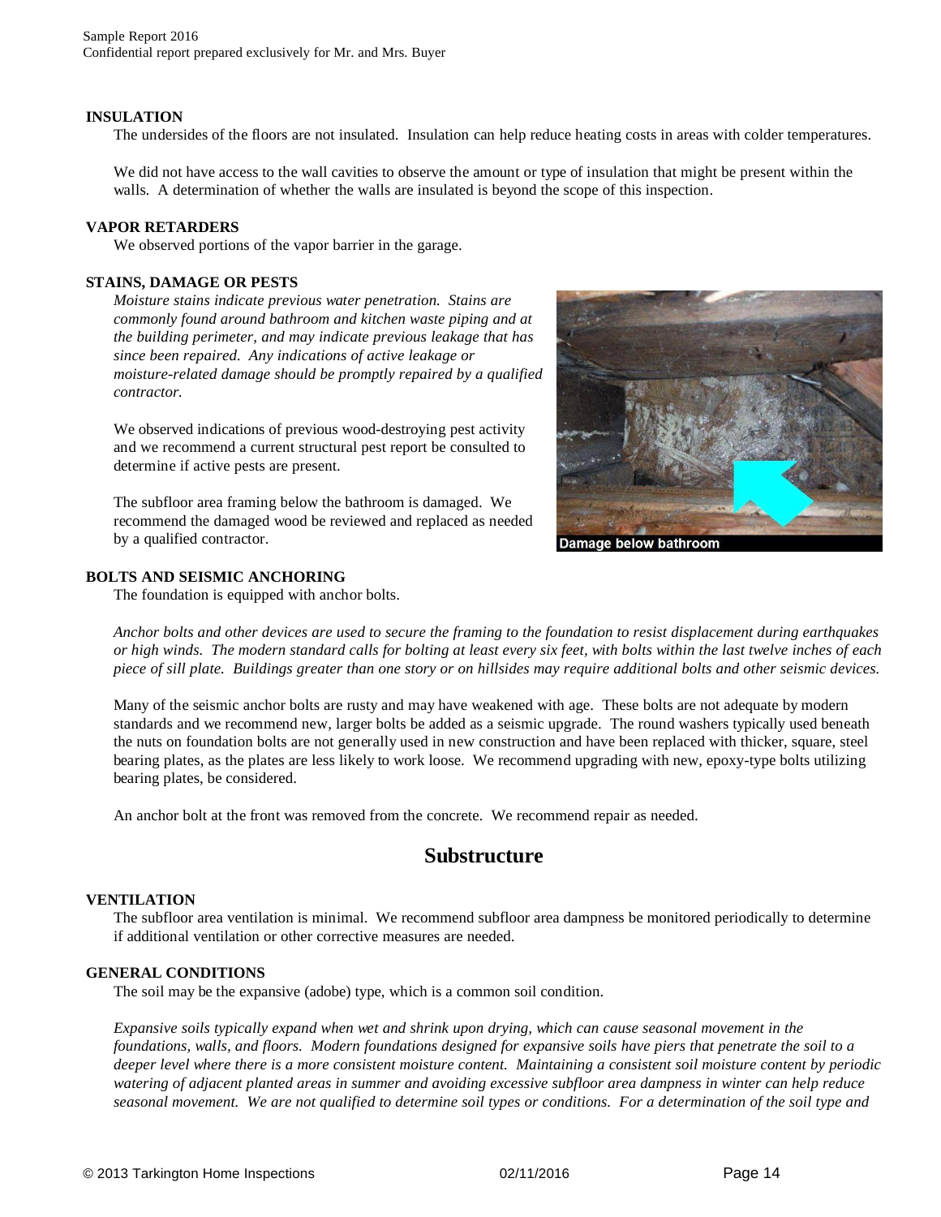**INSULATION**

The undersides of the floors are not insulated. Insulation can help reduce heating costs in areas with colder temperatures.

We did not have access to the wall cavities to observe the amount or type of insulation that might be present within the walls. A determination of whether the walls are insulated is beyond the scope of this inspection.

**VAPOR RETARDERS**

We observed portions of the vapor barrier in the garage.

**STAINS, DAMAGE OR PESTS**

*Moisture stains indicate previous water penetration. Stains are commonly found around bathroom and kitchen waste piping and at the building perimeter, and may indicate previous leakage that has since been repaired. Any indications of active leakage or moisture-related damage should be promptly repaired by a qualified contractor.*

We observed indications of previous wood-destroying pest activity and we recommend a current structural pest report be consulted to determine if active pests are present.

The subfloor area framing below the bathroom is damaged. We recommend the damaged wood be reviewed and replaced as needed by a qualified contractor.

Damage below bathroom

**BOLTS AND SEISMIC ANCHORING**

The foundation is equipped with anchor bolts.

*Anchor bolts and other devices are used to secure the framing to the foundation to resist displacement during earthquakes or high winds. The modern standard calls for bolting at least every six feet, with bolts within the last twelve inches of each piece of sill plate. Buildings greater than one story or on hillsides may require additional bolts and other seismic devices.*

Many of the seismic anchor bolts are rusty and may have weakened with age. These bolts are not adequate by modern standards and we recommend new, larger bolts be added as a seismic upgrade. The round washers typically used beneath the nuts on foundation bolts are not generally used in new construction and have been replaced with thicker, square, steel bearing plates, as the plates are less likely to work loose. We recommend upgrading with new, epoxy-type bolts utilizing bearing plates, be considered.

An anchor bolt at the front was removed from the concrete. We recommend repair as needed.

## Substructure

**VENTILATION**

The subfloor area ventilation is minimal. We recommend subfloor area dampness be monitored periodically to determine if additional ventilation or other corrective measures are needed.

**GENERAL CONDITIONS**

The soil may be the expansive (adobe) type, which is a common soil condition.

*Expansive soils typically expand when wet and shrink upon drying, which can cause seasonal movement in the foundations, walls, and floors. Modern foundations designed for expansive soils have piers that penetrate the soil to a deeper level where there is a more consistent moisture content. Maintaining a consistent soil moisture content by periodic watering of adjacent planted areas in summer and avoiding excessive subfloor area dampness in winter can help reduce seasonal movement. We are not qualified to determine soil types or conditions. For a determination of the soil type and*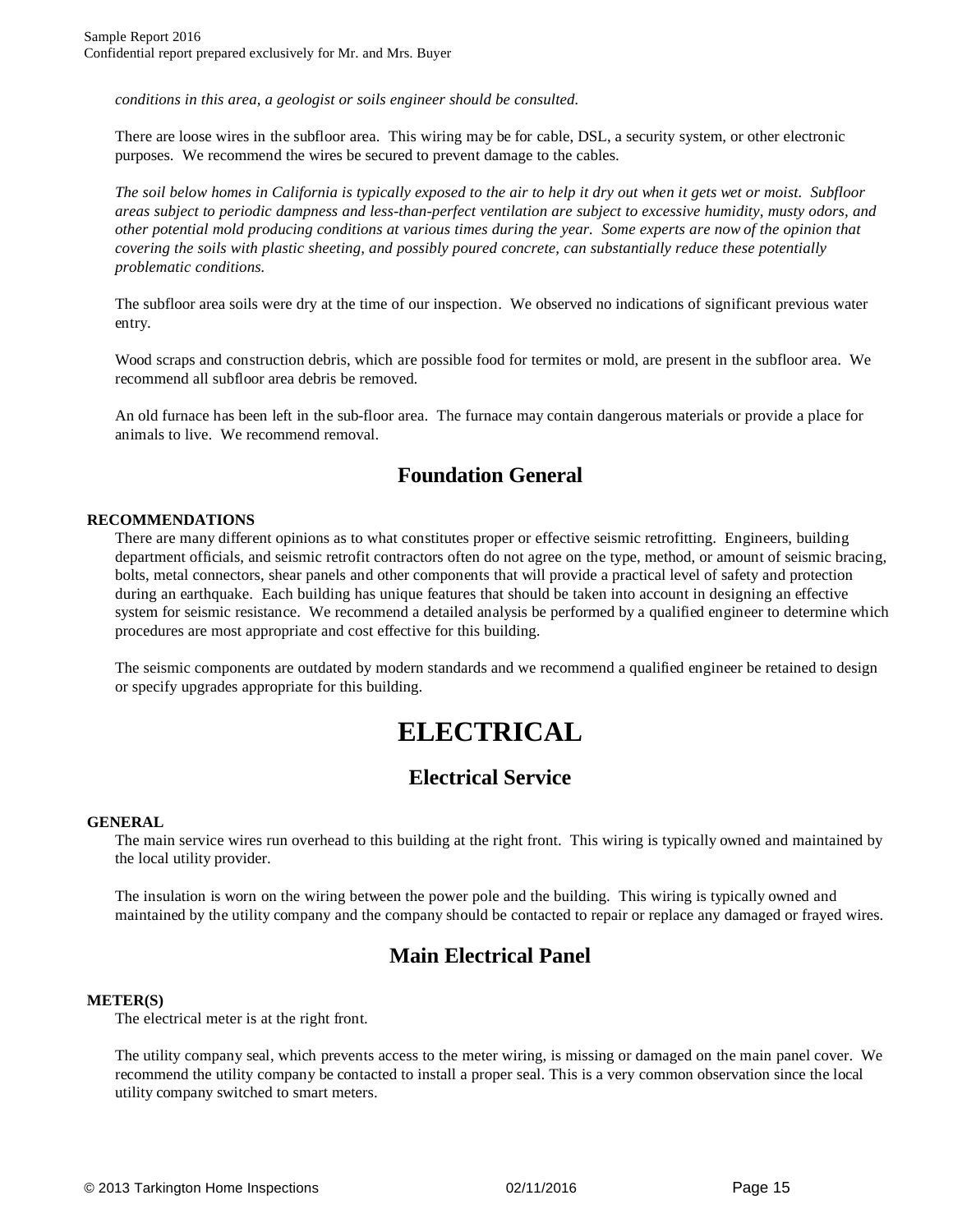*conditions in this area, a geologist or soils engineer should be consulted.*

There are loose wires in the subfloor area. This wiring may be for cable, DSL, a security system, or other electronic purposes. We recommend the wires be secured to prevent damage to the cables.

*The soil below homes in California is typically exposed to the air to help it dry out when it gets wet or moist. Subfloor areas subject to periodic dampness and less-than-perfect ventilation are subject to excessive humidity, musty odors, and other potential mold producing conditions at various times during the year. Some experts are now of the opinion that covering the soils with plastic sheeting, and possibly poured concrete, can substantially reduce these potentially problematic conditions.*

The subfloor area soils were dry at the time of our inspection. We observed no indications of significant previous water entry.

Wood scraps and construction debris, which are possible food for termites or mold, are present in the subfloor area. We recommend all subfloor area debris be removed.

An old furnace has been left in the sub-floor area. The furnace may contain dangerous materials or provide a place for animals to live. We recommend removal.

## Foundation General

**RECOMMENDATIONS**

There are many different opinions as to what constitutes proper or effective seismic retrofitting. Engineers, building department officials, and seismic retrofit contractors often do not agree on the type, method, or amount of seismic bracing, bolts, metal connectors, shear panels and other components that will provide a practical level of safety and protection during an earthquake. Each building has unique features that should be taken into account in designing an effective system for seismic resistance. We recommend a detailed analysis be performed by a qualified engineer to determine which procedures are most appropriate and cost effective for this building.

The seismic components are outdated by modern standards and we recommend a qualified engineer be retained to design or specify upgrades appropriate for this building.

# ELECTRICAL

## Electrical Service

**GENERAL**

The main service wires run overhead to this building at the right front. This wiring is typically owned and maintained by the local utility provider.

The insulation is worn on the wiring between the power pole and the building. This wiring is typically owned and maintained by the utility company and the company should be contacted to repair or replace any damaged or frayed wires.

## Main Electrical Panel

**METER(S)**

The electrical meter is at the right front.

The utility company seal, which prevents access to the meter wiring, is missing or damaged on the main panel cover. We recommend the utility company be contacted to install a proper seal. This is a very common observation since the local utility company switched to smart meters.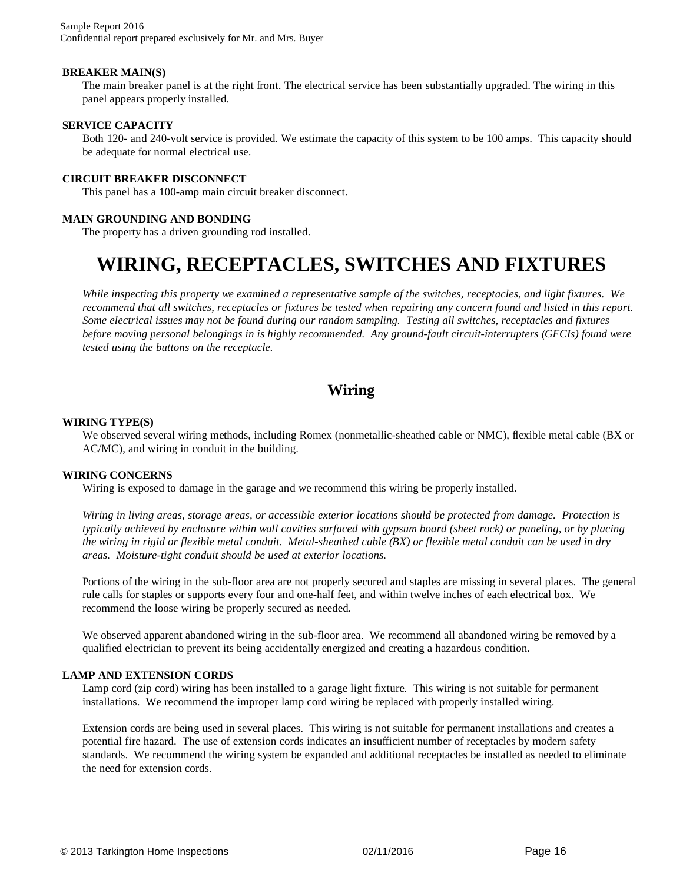**BREAKER MAIN(S)**

The main breaker panel is at the right front. The electrical service has been substantially upgraded. The wiring in this panel appears properly installed.

**SERVICE CAPACITY**

Both 120- and 240-volt service is provided. We estimate the capacity of this system to be 100 amps. This capacity should be adequate for normal electrical use.

**CIRCUIT BREAKER DISCONNECT**

This panel has a 100-amp main circuit breaker disconnect.

**MAIN GROUNDING AND BONDING**

The property has a driven grounding rod installed.

# WIRING, RECEPTACLES, SWITCHES AND FIXTURES

*While inspecting this property we examined a representative sample of the switches, receptacles, and light fixtures. We recommend that all switches, receptacles or fixtures be tested when repairing any concern found and listed in this report. Some electrical issues may not be found during our random sampling. Testing all switches, receptacles and fixtures before moving personal belongings in is highly recommended. Any ground-fault circuit-interrupters (GFCIs) found were tested using the buttons on the receptacle.*

## Wiring

**WIRING TYPE(S)**

We observed several wiring methods, including Romex (nonmetallic-sheathed cable or NMC), flexible metal cable (BX or AC/MC), and wiring in conduit in the building.

**WIRING CONCERNS**

Wiring is exposed to damage in the garage and we recommend this wiring be properly installed.

*Wiring in living areas, storage areas, or accessible exterior locations should be protected from damage. Protection is typically achieved by enclosure within wall cavities surfaced with gypsum board (sheet rock) or paneling, or by placing the wiring in rigid or flexible metal conduit. Metal-sheathed cable (BX) or flexible metal conduit can be used in dry areas. Moisture-tight conduit should be used at exterior locations.*

Portions of the wiring in the sub-floor area are not properly secured and staples are missing in several places. The general rule calls for staples or supports every four and one-half feet, and within twelve inches of each electrical box. We recommend the loose wiring be properly secured as needed.

We observed apparent abandoned wiring in the sub-floor area. We recommend all abandoned wiring be removed by a qualified electrician to prevent its being accidentally energized and creating a hazardous condition.

**LAMP AND EXTENSION CORDS**

Lamp cord (zip cord) wiring has been installed to a garage light fixture. This wiring is not suitable for permanent installations. We recommend the improper lamp cord wiring be replaced with properly installed wiring.

Extension cords are being used in several places. This wiring is not suitable for permanent installations and creates a potential fire hazard. The use of extension cords indicates an insufficient number of receptacles by modern safety standards. We recommend the wiring system be expanded and additional receptacles be installed as needed to eliminate the need for extension cords.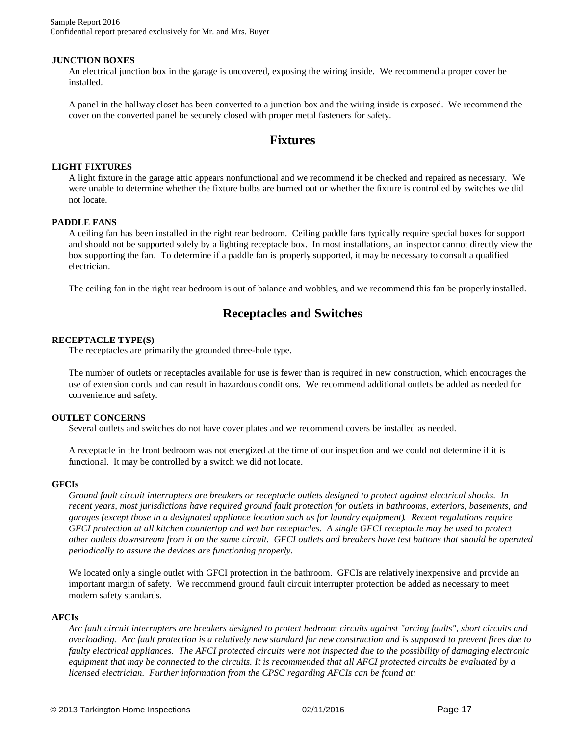**JUNCTION BOXES**

An electrical junction box in the garage is uncovered, exposing the wiring inside. We recommend a proper cover be installed.

A panel in the hallway closet has been converted to a junction box and the wiring inside is exposed. We recommend the cover on the converted panel be securely closed with proper metal fasteners for safety.

## Fixtures

**LIGHT FIXTURES**

A light fixture in the garage attic appears nonfunctional and we recommend it be checked and repaired as necessary. We were unable to determine whether the fixture bulbs are burned out or whether the fixture is controlled by switches we did not locate.

**PADDLE FANS**

A ceiling fan has been installed in the right rear bedroom. Ceiling paddle fans typically require special boxes for support and should not be supported solely by a lighting receptacle box. In most installations, an inspector cannot directly view the box supporting the fan. To determine if a paddle fan is properly supported, it may be necessary to consult a qualified electrician.

The ceiling fan in the right rear bedroom is out of balance and wobbles, and we recommend this fan be properly installed.

## Receptacles and Switches

**RECEPTACLE TYPE(S)**

The receptacles are primarily the grounded three-hole type.

The number of outlets or receptacles available for use is fewer than is required in new construction, which encourages the use of extension cords and can result in hazardous conditions. We recommend additional outlets be added as needed for convenience and safety.

**OUTLET CONCERNS**

Several outlets and switches do not have cover plates and we recommend covers be installed as needed.

A receptacle in the front bedroom was not energized at the time of our inspection and we could not determine if it is functional. It may be controlled by a switch we did not locate.

**GFCIs**

*Ground fault circuit interrupters are breakers or receptacle outlets designed to protect against electrical shocks. In recent years, most jurisdictions have required ground fault protection for outlets in bathrooms, exteriors, basements, and garages (except those in a designated appliance location such as for laundry equipment). Recent regulations require GFCI protection at all kitchen countertop and wet bar receptacles. A single GFCI receptacle may be used to protect other outlets downstream from it on the same circuit. GFCI outlets and breakers have test buttons that should be operated periodically to assure the devices are functioning properly.*

We located only a single outlet with GFCI protection in the bathroom. GFCIs are relatively inexpensive and provide an important margin of safety. We recommend ground fault circuit interrupter protection be added as necessary to meet modern safety standards.

**AFCIs**

*Arc fault circuit interrupters are breakers designed to protect bedroom circuits against "arcing faults", short circuits and overloading. Arc fault protection is a relatively new standard for new construction and is supposed to prevent fires due to faulty electrical appliances. The AFCI protected circuits were not inspected due to the possibility of damaging electronic equipment that may be connected to the circuits. It is recommended that all AFCI protected circuits be evaluated by a licensed electrician. Further information from the CPSC regarding AFCIs can be found at:*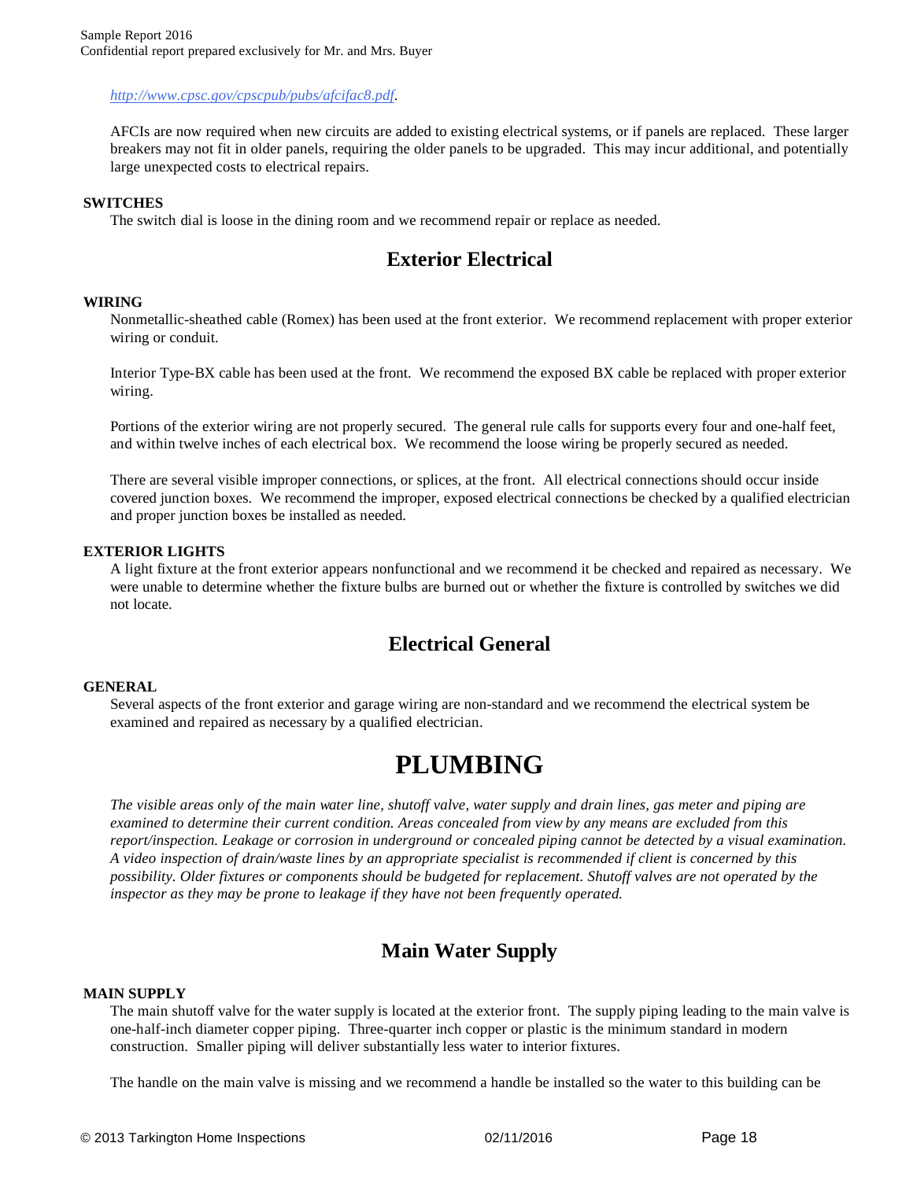http://www.cpsc.gov/cpscpub/pubs/afcifac8.pdf.

AFCIs are now required when new circuits are added to existing electrical systems, or if panels are replaced. These larger breakers may not fit in older panels, requiring the older panels to be upgraded. This may incur additional, and potentially large unexpected costs to electrical repairs.

**SWITCHES**

The switch dial is loose in the dining room and we recommend repair or replace as needed.

## Exterior Electrical

**WIRING**

Nonmetallic-sheathed cable (Romex) has been used at the front exterior. We recommend replacement with proper exterior wiring or conduit.

Interior Type-BX cable has been used at the front. We recommend the exposed BX cable be replaced with proper exterior wiring.

Portions of the exterior wiring are not properly secured. The general rule calls for supports every four and one-half feet, and within twelve inches of each electrical box. We recommend the loose wiring be properly secured as needed.

There are several visible improper connections, or splices, at the front. All electrical connections should occur inside covered junction boxes. We recommend the improper, exposed electrical connections be checked by a qualified electrician and proper junction boxes be installed as needed.

**EXTERIOR LIGHTS**

A light fixture at the front exterior appears nonfunctional and we recommend it be checked and repaired as necessary. We were unable to determine whether the fixture bulbs are burned out or whether the fixture is controlled by switches we did not locate.

## Electrical General

**GENERAL**

Several aspects of the front exterior and garage wiring are non-standard and we recommend the electrical system be examined and repaired as necessary by a qualified electrician.

# PLUMBING

*The visible areas only of the main water line, shutoff valve, water supply and drain lines, gas meter and piping are examined to determine their current condition. Areas concealed from view by any means are excluded from this report/inspection. Leakage or corrosion in underground or concealed piping cannot be detected by a visual examination. A video inspection of drain/waste lines by an appropriate specialist is recommended if client is concerned by this possibility. Older fixtures or components should be budgeted for replacement. Shutoff valves are not operated by the inspector as they may be prone to leakage if they have not been frequently operated.*

## Main Water Supply

**MAIN SUPPLY**

The main shutoff valve for the water supply is located at the exterior front. The supply piping leading to the main valve is one-half-inch diameter copper piping. Three-quarter inch copper or plastic is the minimum standard in modern construction. Smaller piping will deliver substantially less water to interior fixtures.

The handle on the main valve is missing and we recommend a handle be installed so the water to this building can be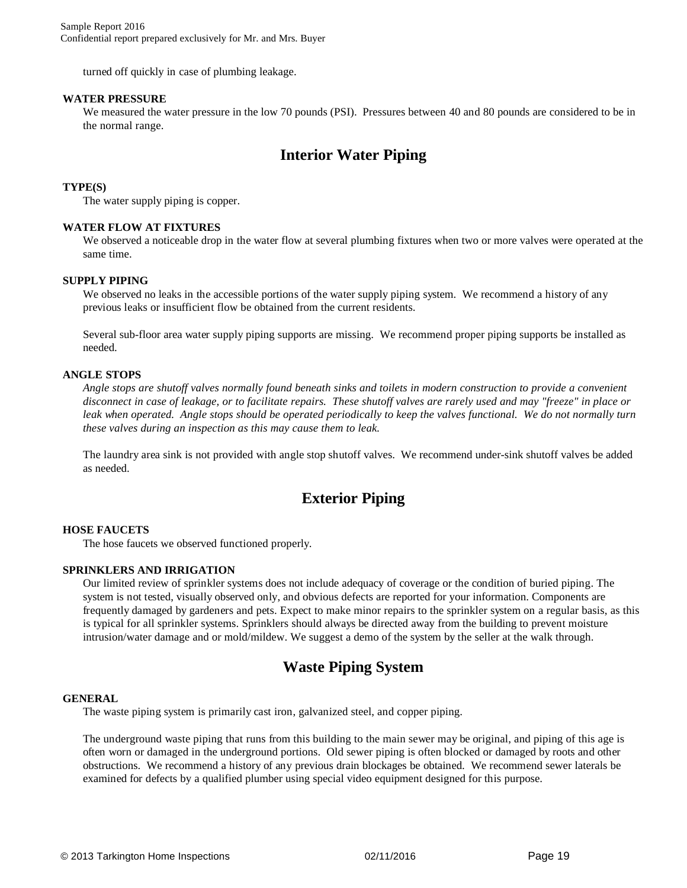turned off quickly in case of plumbing leakage.

**WATER PRESSURE**

We measured the water pressure in the low 70 pounds (PSI). Pressures between 40 and 80 pounds are considered to be in the normal range.

## Interior Water Piping

**TYPE(S)**

The water supply piping is copper.

**WATER FLOW AT FIXTURES**

We observed a noticeable drop in the water flow at several plumbing fixtures when two or more valves were operated at the same time.

**SUPPLY PIPING**

We observed no leaks in the accessible portions of the water supply piping system. We recommend a history of any previous leaks or insufficient flow be obtained from the current residents.

Several sub-floor area water supply piping supports are missing. We recommend proper piping supports be installed as needed.

**ANGLE STOPS**

*Angle stops are shutoff valves normally found beneath sinks and toilets in modern construction to provide a convenient disconnect in case of leakage, or to facilitate repairs. These shutoff valves are rarely used and may "freeze" in place or leak when operated. Angle stops should be operated periodically to keep the valves functional. We do not normally turn these valves during an inspection as this may cause them to leak.*

The laundry area sink is not provided with angle stop shutoff valves. We recommend under-sink shutoff valves be added as needed.

## Exterior Piping

**HOSE FAUCETS**

The hose faucets we observed functioned properly.

**SPRINKLERS AND IRRIGATION**

Our limited review of sprinkler systems does not include adequacy of coverage or the condition of buried piping. The system is not tested, visually observed only, and obvious defects are reported for your information. Components are frequently damaged by gardeners and pets. Expect to make minor repairs to the sprinkler system on a regular basis, as this is typical for all sprinkler systems. Sprinklers should always be directed away from the building to prevent moisture intrusion/water damage and or mold/mildew. We suggest a demo of the system by the seller at the walk through.

## Waste Piping System

**GENERAL**

The waste piping system is primarily cast iron, galvanized steel, and copper piping.

The underground waste piping that runs from this building to the main sewer may be original, and piping of this age is often worn or damaged in the underground portions. Old sewer piping is often blocked or damaged by roots and other obstructions. We recommend a history of any previous drain blockages be obtained. We recommend sewer laterals be examined for defects by a qualified plumber using special video equipment designed for this purpose.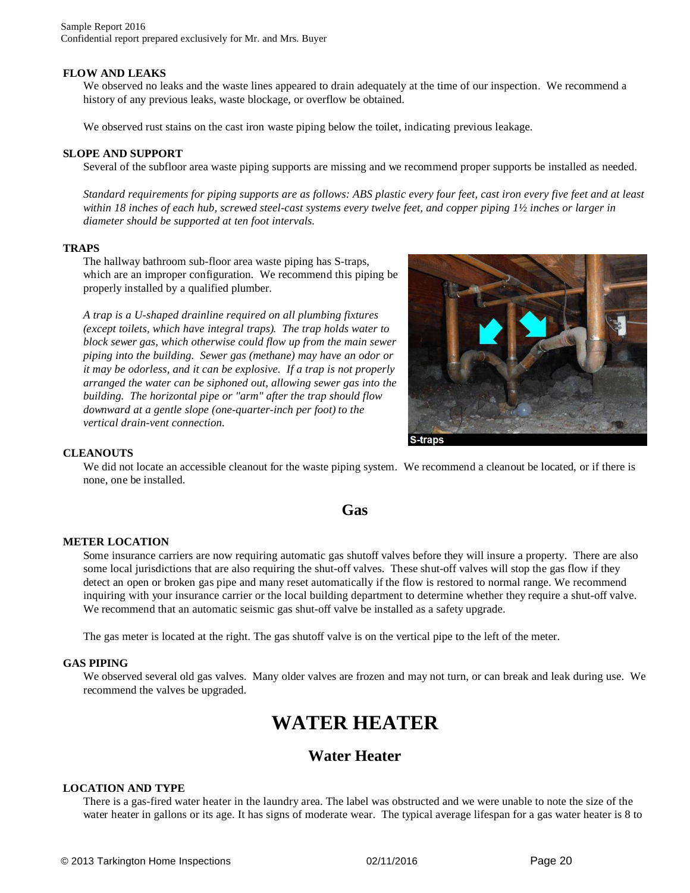#### FLOW AND LEAKS

We observed no leaks and the waste lines appeared to drain adequately at the time of our inspection. We recommend a history of any previous leaks, waste blockage, or overflow be obtained.

We observed rust stains on the cast iron waste piping below the toilet, indicating previous leakage.

#### SLOPE AND SUPPORT

Several of the subfloor area waste piping supports are missing and we recommend proper supports be installed as needed.

*Standard requirements for piping supports are as follows: ABS plastic every four feet, cast iron every five feet and at least within 18 inches of each hub, screwed steel-cast systems every twelve feet, and copper piping 1½ inches or larger in diameter should be supported at ten foot intervals.*

#### TRAPS

The hallway bathroom sub-floor area waste piping has S-traps, which are an improper configuration. We recommend this piping be properly installed by a qualified plumber.

*A trap is a U-shaped drainline required on all plumbing fixtures (except toilets, which have integral traps). The trap holds water to block sewer gas, which otherwise could flow up from the main sewer piping into the building. Sewer gas (methane) may have an odor or it may be odorless, and it can be explosive. If a trap is not properly arranged the water can be siphoned out, allowing sewer gas into the building. The horizontal pipe or "arm" after the trap should flow downward at a gentle slope (one-quarter-inch per foot) to the vertical drain-vent connection.*

S-traps

#### CLEANOUTS

We did not locate an accessible cleanout for the waste piping system. We recommend a cleanout be located, or if there is none, one be installed.

## Gas

#### METER LOCATION

Some insurance carriers are now requiring automatic gas shutoff valves before they will insure a property. There are also some local jurisdictions that are also requiring the shut-off valves. These shut-off valves will stop the gas flow if they detect an open or broken gas pipe and many reset automatically if the flow is restored to normal range. We recommend inquiring with your insurance carrier or the local building department to determine whether they require a shut-off valve. We recommend that an automatic seismic gas shut-off valve be installed as a safety upgrade.

The gas meter is located at the right. The gas shutoff valve is on the vertical pipe to the left of the meter.

#### GAS PIPING

We observed several old gas valves. Many older valves are frozen and may not turn, or can break and leak during use. We recommend the valves be upgraded.

# WATER HEATER

## Water Heater

#### LOCATION AND TYPE

There is a gas-fired water heater in the laundry area. The label was obstructed and we were unable to note the size of the water heater in gallons or its age. It has signs of moderate wear. The typical average lifespan for a gas water heater is 8 to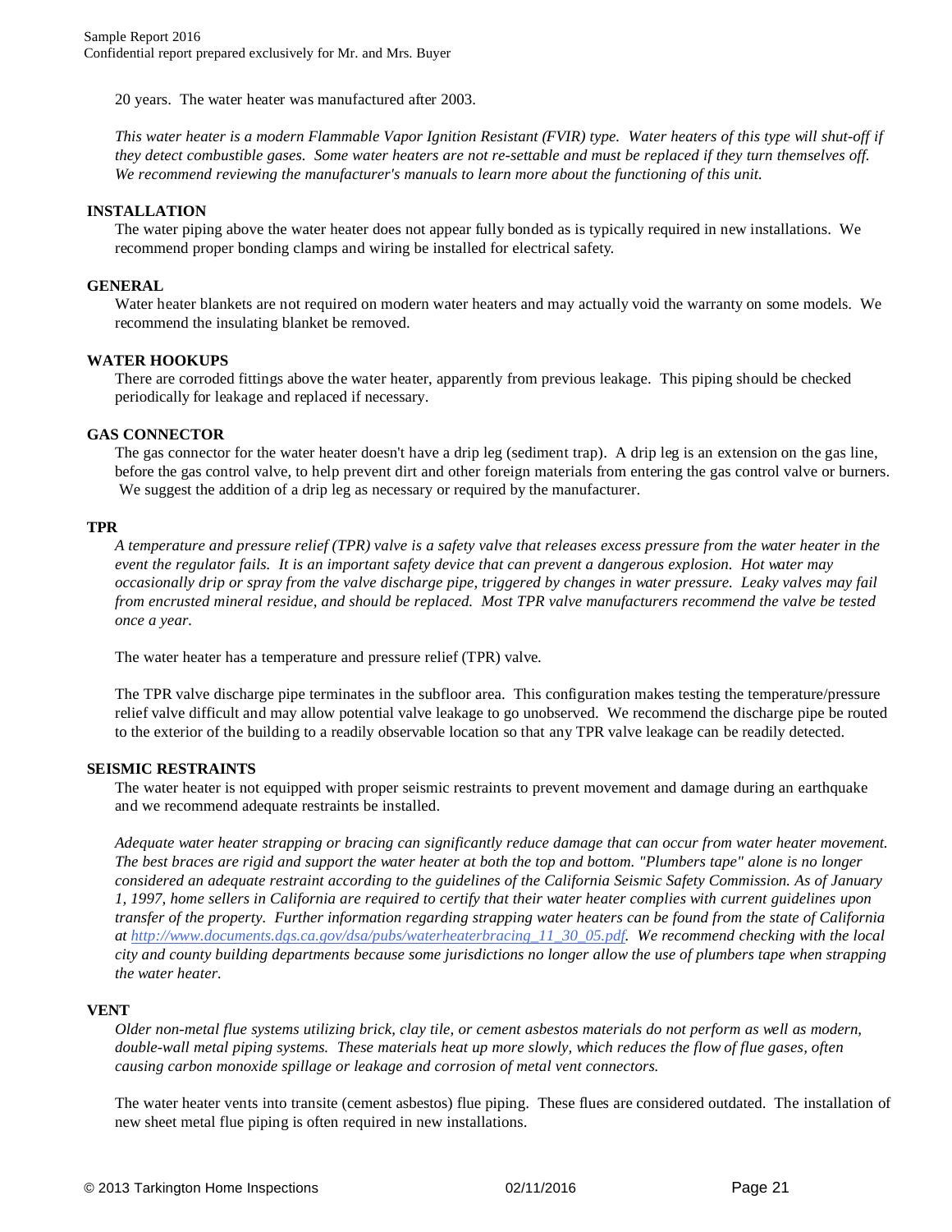20 years. The water heater was manufactured after 2003.

*This water heater is a modern Flammable Vapor Ignition Resistant (FVIR) type. Water heaters of this type will shut-off if they detect combustible gases. Some water heaters are not re-settable and must be replaced if they turn themselves off. We recommend reviewing the manufacturer's manuals to learn more about the functioning of this unit.*

**INSTALLATION**

The water piping above the water heater does not appear fully bonded as is typically required in new installations. We recommend proper bonding clamps and wiring be installed for electrical safety.

**GENERAL**

Water heater blankets are not required on modern water heaters and may actually void the warranty on some models. We recommend the insulating blanket be removed.

**WATER HOOKUPS**

There are corroded fittings above the water heater, apparently from previous leakage. This piping should be checked periodically for leakage and replaced if necessary.

**GAS CONNECTOR**

The gas connector for the water heater doesn't have a drip leg (sediment trap). A drip leg is an extension on the gas line, before the gas control valve, to help prevent dirt and other foreign materials from entering the gas control valve or burners. We suggest the addition of a drip leg as necessary or required by the manufacturer.

**TPR**

*A temperature and pressure relief (TPR) valve is a safety valve that releases excess pressure from the water heater in the event the regulator fails. It is an important safety device that can prevent a dangerous explosion. Hot water may occasionally drip or spray from the valve discharge pipe, triggered by changes in water pressure. Leaky valves may fail from encrusted mineral residue, and should be replaced. Most TPR valve manufacturers recommend the valve be tested once a year.*

The water heater has a temperature and pressure relief (TPR) valve.

The TPR valve discharge pipe terminates in the subfloor area. This configuration makes testing the temperature/pressure relief valve difficult and may allow potential valve leakage to go unobserved. We recommend the discharge pipe be routed to the exterior of the building to a readily observable location so that any TPR valve leakage can be readily detected.

**SEISMIC RESTRAINTS**

The water heater is not equipped with proper seismic restraints to prevent movement and damage during an earthquake and we recommend adequate restraints be installed.

*Adequate water heater strapping or bracing can significantly reduce damage that can occur from water heater movement. The best braces are rigid and support the water heater at both the top and bottom. "Plumbers tape" alone is no longer considered an adequate restraint according to the guidelines of the California Seismic Safety Commission. As of January 1, 1997, home sellers in California are required to certify that their water heater complies with current guidelines upon transfer of the property. Further information regarding strapping water heaters can be found from the state of California at [http://www.documents.dgs.ca.gov/dsa/pubs/waterheaterbracing_11_30_05.pdf](http://www.documents.dgs.ca.gov/dsa/pubs/waterheaterbracing_11_30_05.pdf). We recommend checking with the local city and county building departments because some jurisdictions no longer allow the use of plumbers tape when strapping the water heater.*

**VENT**

*Older non-metal flue systems utilizing brick, clay tile, or cement asbestos materials do not perform as well as modern, double-wall metal piping systems. These materials heat up more slowly, which reduces the flow of flue gases, often causing carbon monoxide spillage or leakage and corrosion of metal vent connectors.*

The water heater vents into transite (cement asbestos) flue piping. These flues are considered outdated. The installation of new sheet metal flue piping is often required in new installations.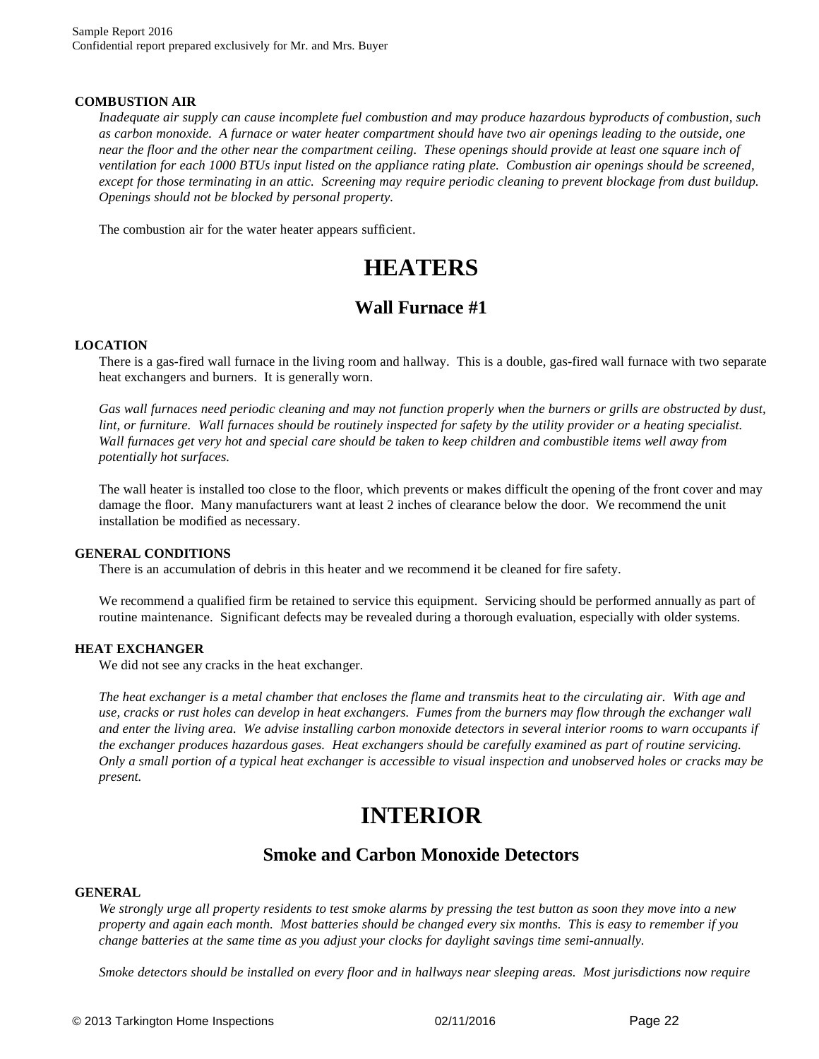**COMBUSTION AIR**

*Inadequate air supply can cause incomplete fuel combustion and may produce hazardous byproducts of combustion, such as carbon monoxide. A furnace or water heater compartment should have two air openings leading to the outside, one near the floor and the other near the compartment ceiling. These openings should provide at least one square inch of ventilation for each 1000 BTUs input listed on the appliance rating plate. Combustion air openings should be screened, except for those terminating in an attic. Screening may require periodic cleaning to prevent blockage from dust buildup. Openings should not be blocked by personal property.*

The combustion air for the water heater appears sufficient.

# HEATERS

## Wall Furnace #1

**LOCATION**

There is a gas-fired wall furnace in the living room and hallway. This is a double, gas-fired wall furnace with two separate heat exchangers and burners. It is generally worn.

*Gas wall furnaces need periodic cleaning and may not function properly when the burners or grills are obstructed by dust, lint, or furniture. Wall furnaces should be routinely inspected for safety by the utility provider or a heating specialist. Wall furnaces get very hot and special care should be taken to keep children and combustible items well away from potentially hot surfaces.*

The wall heater is installed too close to the floor, which prevents or makes difficult the opening of the front cover and may damage the floor. Many manufacturers want at least 2 inches of clearance below the door. We recommend the unit installation be modified as necessary.

**GENERAL CONDITIONS**

There is an accumulation of debris in this heater and we recommend it be cleaned for fire safety.

We recommend a qualified firm be retained to service this equipment. Servicing should be performed annually as part of routine maintenance. Significant defects may be revealed during a thorough evaluation, especially with older systems.

**HEAT EXCHANGER**

We did not see any cracks in the heat exchanger.

*The heat exchanger is a metal chamber that encloses the flame and transmits heat to the circulating air. With age and use, cracks or rust holes can develop in heat exchangers. Fumes from the burners may flow through the exchanger wall and enter the living area. We advise installing carbon monoxide detectors in several interior rooms to warn occupants if the exchanger produces hazardous gases. Heat exchangers should be carefully examined as part of routine servicing. Only a small portion of a typical heat exchanger is accessible to visual inspection and unobserved holes or cracks may be present.*

# INTERIOR

## Smoke and Carbon Monoxide Detectors

**GENERAL**

*We strongly urge all property residents to test smoke alarms by pressing the test button as soon they move into a new property and again each month. Most batteries should be changed every six months. This is easy to remember if you change batteries at the same time as you adjust your clocks for daylight savings time semi-annually.*

*Smoke detectors should be installed on every floor and in hallways near sleeping areas. Most jurisdictions now require*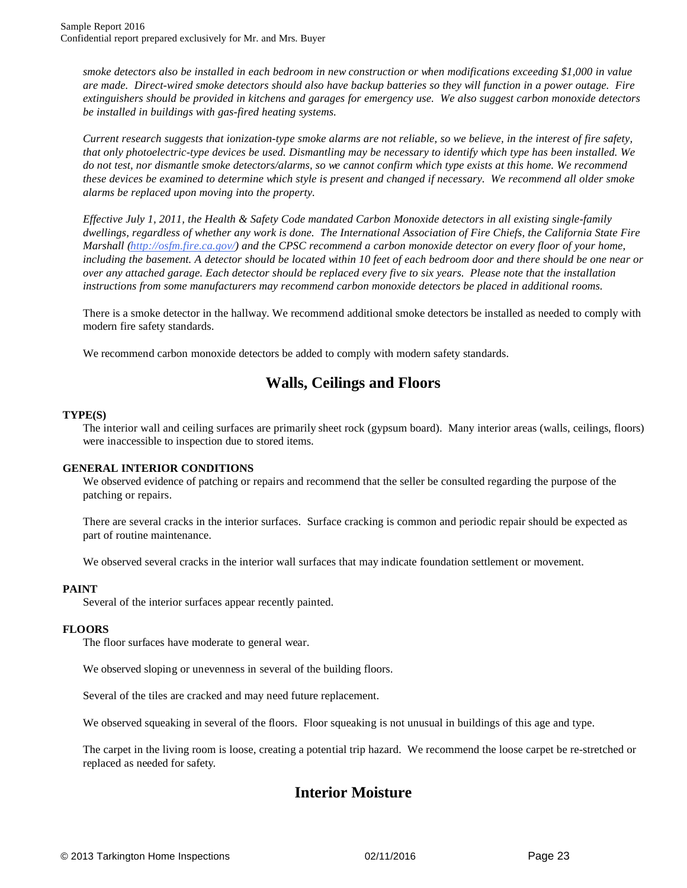*smoke detectors also be installed in each bedroom in new construction or when modifications exceeding $1,000 in value are made. Direct-wired smoke detectors should also have backup batteries so they will function in a power outage. Fire extinguishers should be provided in kitchens and garages for emergency use. We also suggest carbon monoxide detectors be installed in buildings with gas-fired heating systems.*

*Current research suggests that ionization-type smoke alarms are not reliable, so we believe, in the interest of fire safety, that only photoelectric-type devices be used. Dismantling may be necessary to identify which type has been installed. We do not test, nor dismantle smoke detectors/alarms, so we cannot confirm which type exists at this home. We recommend these devices be examined to determine which style is present and changed if necessary. We recommend all older smoke alarms be replaced upon moving into the property.*

*Effective July 1, 2011, the Health & Safety Code mandated Carbon Monoxide detectors in all existing single-family dwellings, regardless of whether any work is done. The International Association of Fire Chiefs, the California State Fire Marshall ([http://osfm.fire.ca.gov/](http://osfm.fire.ca.gov/)) and the CPSC recommend a carbon monoxide detector on every floor of your home, including the basement. A detector should be located within 10 feet of each bedroom door and there should be one near or over any attached garage. Each detector should be replaced every five to six years. Please note that the installation instructions from some manufacturers may recommend carbon monoxide detectors be placed in additional rooms.*

There is a smoke detector in the hallway. We recommend additional smoke detectors be installed as needed to comply with modern fire safety standards.

We recommend carbon monoxide detectors be added to comply with modern safety standards.

## Walls, Ceilings and Floors

**TYPE(S)**

The interior wall and ceiling surfaces are primarily sheet rock (gypsum board). Many interior areas (walls, ceilings, floors) were inaccessible to inspection due to stored items.

**GENERAL INTERIOR CONDITIONS**

We observed evidence of patching or repairs and recommend that the seller be consulted regarding the purpose of the patching or repairs.

There are several cracks in the interior surfaces. Surface cracking is common and periodic repair should be expected as part of routine maintenance.

We observed several cracks in the interior wall surfaces that may indicate foundation settlement or movement.

**PAINT**

Several of the interior surfaces appear recently painted.

**FLOORS**

The floor surfaces have moderate to general wear.

We observed sloping or unevenness in several of the building floors.

Several of the tiles are cracked and may need future replacement.

We observed squeaking in several of the floors. Floor squeaking is not unusual in buildings of this age and type.

The carpet in the living room is loose, creating a potential trip hazard. We recommend the loose carpet be re-stretched or replaced as needed for safety.

## Interior Moisture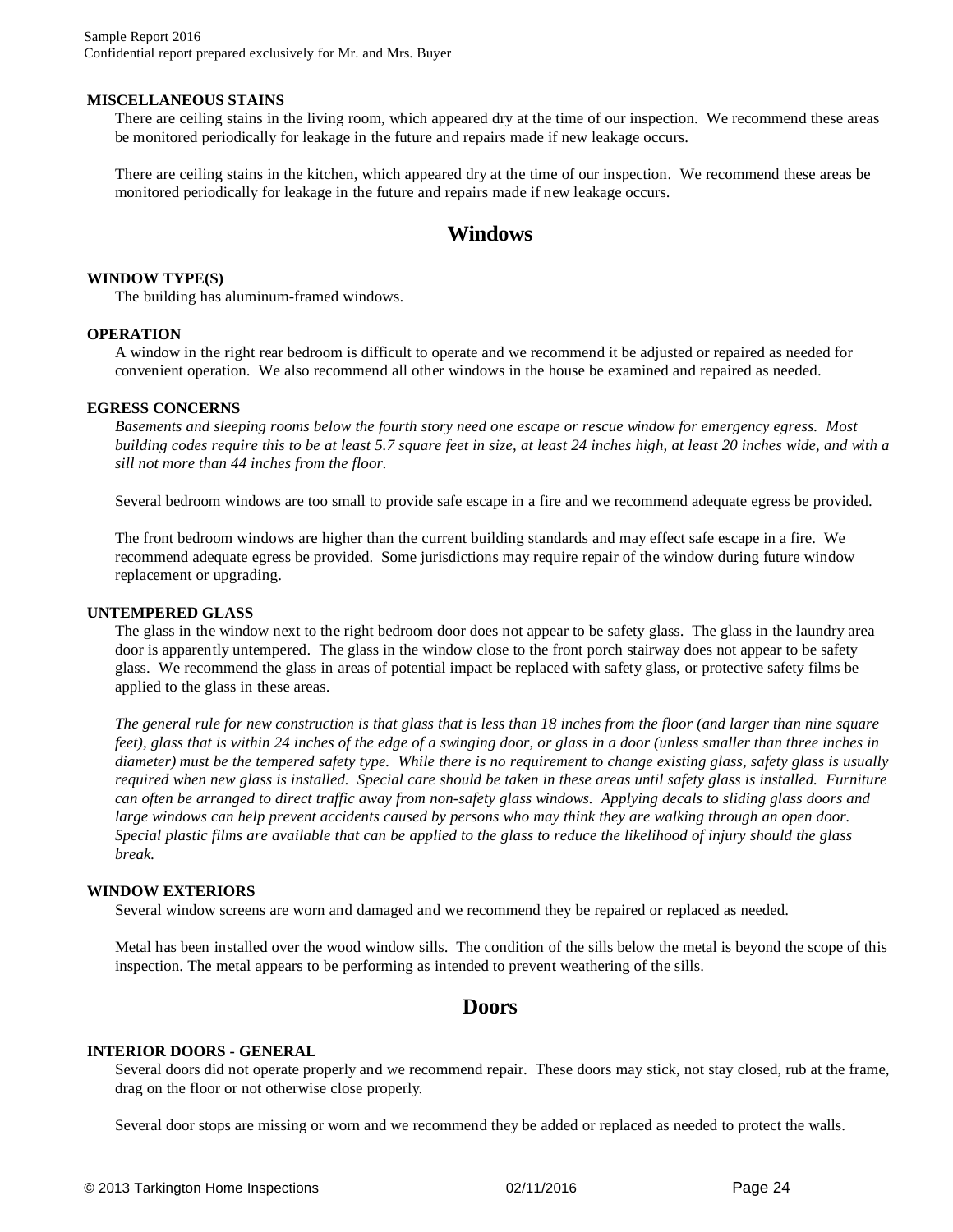**MISCELLANEOUS STAINS**

There are ceiling stains in the living room, which appeared dry at the time of our inspection. We recommend these areas be monitored periodically for leakage in the future and repairs made if new leakage occurs.

There are ceiling stains in the kitchen, which appeared dry at the time of our inspection. We recommend these areas be monitored periodically for leakage in the future and repairs made if new leakage occurs.

## Windows

**WINDOW TYPE(S)**

The building has aluminum-framed windows.

**OPERATION**

A window in the right rear bedroom is difficult to operate and we recommend it be adjusted or repaired as needed for convenient operation. We also recommend all other windows in the house be examined and repaired as needed.

**EGRESS CONCERNS**

*Basements and sleeping rooms below the fourth story need one escape or rescue window for emergency egress. Most building codes require this to be at least 5.7 square feet in size, at least 24 inches high, at least 20 inches wide, and with a sill not more than 44 inches from the floor.*

Several bedroom windows are too small to provide safe escape in a fire and we recommend adequate egress be provided.

The front bedroom windows are higher than the current building standards and may effect safe escape in a fire. We recommend adequate egress be provided. Some jurisdictions may require repair of the window during future window replacement or upgrading.

**UNTEMPERED GLASS**

The glass in the window next to the right bedroom door does not appear to be safety glass. The glass in the laundry area door is apparently untempered. The glass in the window close to the front porch stairway does not appear to be safety glass. We recommend the glass in areas of potential impact be replaced with safety glass, or protective safety films be applied to the glass in these areas.

*The general rule for new construction is that glass that is less than 18 inches from the floor (and larger than nine square feet), glass that is within 24 inches of the edge of a swinging door, or glass in a door (unless smaller than three inches in diameter) must be the tempered safety type. While there is no requirement to change existing glass, safety glass is usually required when new glass is installed. Special care should be taken in these areas until safety glass is installed. Furniture can often be arranged to direct traffic away from non-safety glass windows. Applying decals to sliding glass doors and large windows can help prevent accidents caused by persons who may think they are walking through an open door. Special plastic films are available that can be applied to the glass to reduce the likelihood of injury should the glass break.*

**WINDOW EXTERIORS**

Several window screens are worn and damaged and we recommend they be repaired or replaced as needed.

Metal has been installed over the wood window sills. The condition of the sills below the metal is beyond the scope of this inspection. The metal appears to be performing as intended to prevent weathering of the sills.

## Doors

**INTERIOR DOORS - GENERAL**

Several doors did not operate properly and we recommend repair. These doors may stick, not stay closed, rub at the frame, drag on the floor or not otherwise close properly.

Several door stops are missing or worn and we recommend they be added or replaced as needed to protect the walls.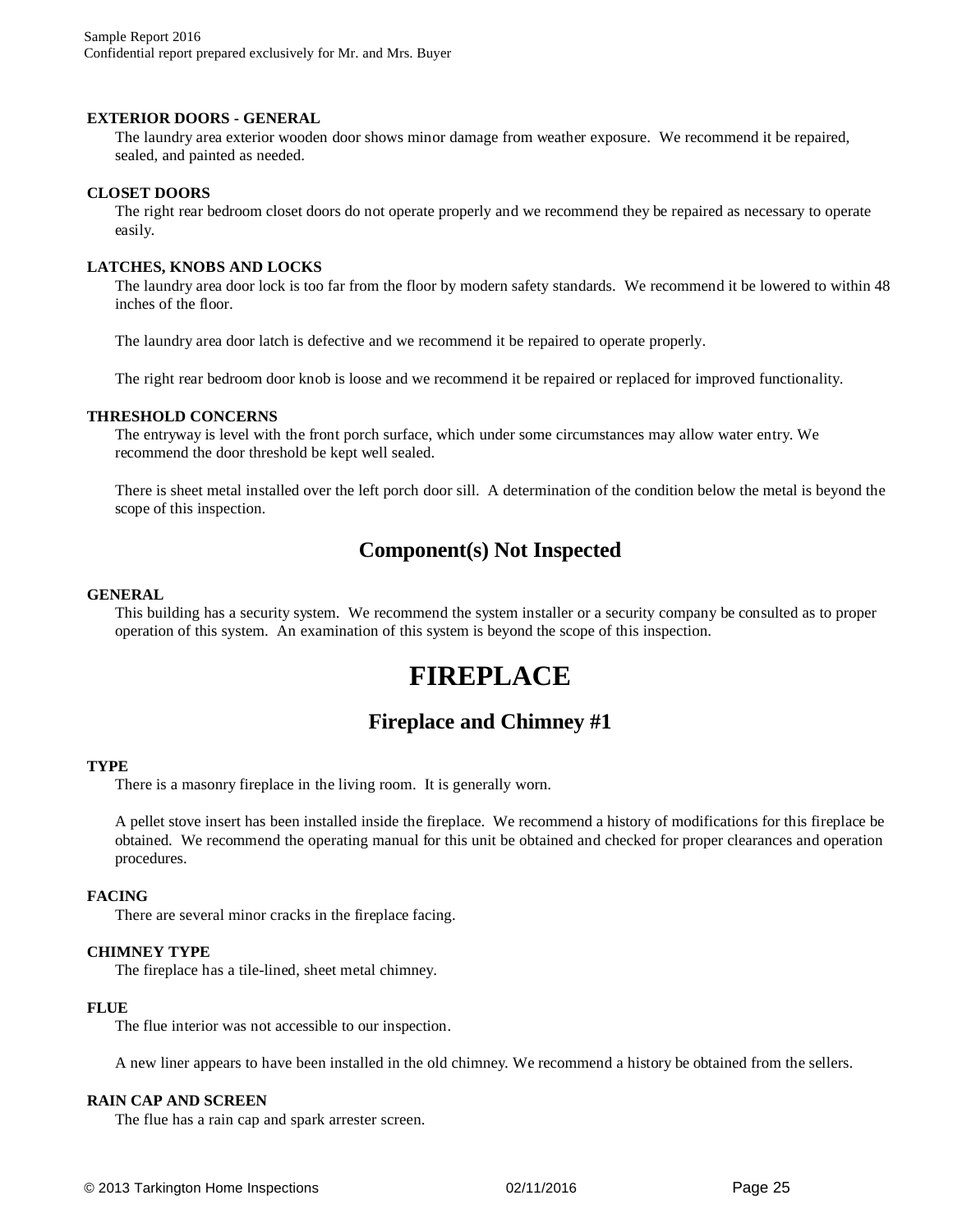**EXTERIOR DOORS - GENERAL**

The laundry area exterior wooden door shows minor damage from weather exposure. We recommend it be repaired, sealed, and painted as needed.

**CLOSET DOORS**

The right rear bedroom closet doors do not operate properly and we recommend they be repaired as necessary to operate easily.

**LATCHES, KNOBS AND LOCKS**

The laundry area door lock is too far from the floor by modern safety standards. We recommend it be lowered to within 48 inches of the floor.

The laundry area door latch is defective and we recommend it be repaired to operate properly.

The right rear bedroom door knob is loose and we recommend it be repaired or replaced for improved functionality.

**THRESHOLD CONCERNS**

The entryway is level with the front porch surface, which under some circumstances may allow water entry. We recommend the door threshold be kept well sealed.

There is sheet metal installed over the left porch door sill. A determination of the condition below the metal is beyond the scope of this inspection.

## Component(s) Not Inspected

**GENERAL**

This building has a security system. We recommend the system installer or a security company be consulted as to proper operation of this system. An examination of this system is beyond the scope of this inspection.

# FIREPLACE

## Fireplace and Chimney #1

**TYPE**

There is a masonry fireplace in the living room. It is generally worn.

A pellet stove insert has been installed inside the fireplace. We recommend a history of modifications for this fireplace be obtained. We recommend the operating manual for this unit be obtained and checked for proper clearances and operation procedures.

**FACING**

There are several minor cracks in the fireplace facing.

**CHIMNEY TYPE**

The fireplace has a tile-lined, sheet metal chimney.

**FLUE**

The flue interior was not accessible to our inspection.

A new liner appears to have been installed in the old chimney. We recommend a history be obtained from the sellers.

**RAIN CAP AND SCREEN**

The flue has a rain cap and spark arrester screen.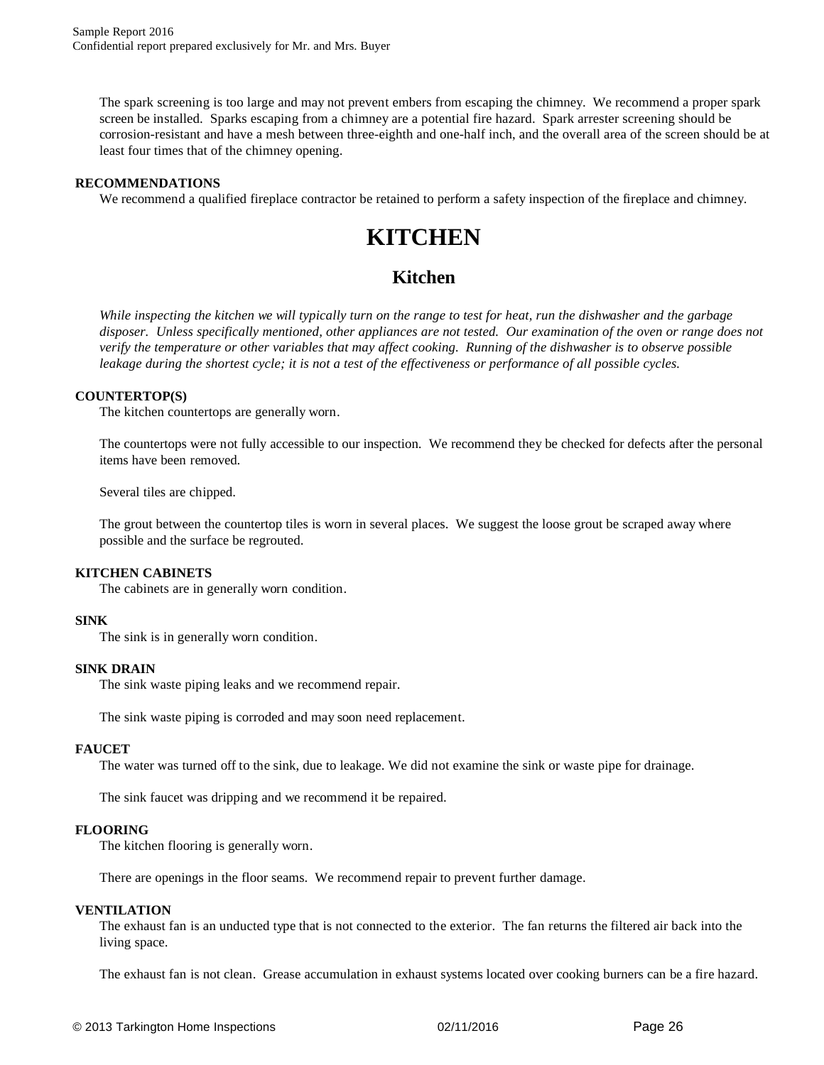The spark screening is too large and may not prevent embers from escaping the chimney. We recommend a proper spark screen be installed. Sparks escaping from a chimney are a potential fire hazard. Spark arrester screening should be corrosion-resistant and have a mesh between three-eighth and one-half inch, and the overall area of the screen should be at least four times that of the chimney opening.

**RECOMMENDATIONS**

We recommend a qualified fireplace contractor be retained to perform a safety inspection of the fireplace and chimney.

# KITCHEN

## Kitchen

*While inspecting the kitchen we will typically turn on the range to test for heat, run the dishwasher and the garbage disposer. Unless specifically mentioned, other appliances are not tested. Our examination of the oven or range does not verify the temperature or other variables that may affect cooking. Running of the dishwasher is to observe possible leakage during the shortest cycle; it is not a test of the effectiveness or performance of all possible cycles.*

**COUNTERTOP(S)**

The kitchen countertops are generally worn.

The countertops were not fully accessible to our inspection. We recommend they be checked for defects after the personal items have been removed.

Several tiles are chipped.

The grout between the countertop tiles is worn in several places. We suggest the loose grout be scraped away where possible and the surface be regrouted.

**KITCHEN CABINETS**

The cabinets are in generally worn condition.

**SINK**

The sink is in generally worn condition.

**SINK DRAIN**

The sink waste piping leaks and we recommend repair.

The sink waste piping is corroded and may soon need replacement.

**FAUCET**

The water was turned off to the sink, due to leakage. We did not examine the sink or waste pipe for drainage.

The sink faucet was dripping and we recommend it be repaired.

**FLOORING**

The kitchen flooring is generally worn.

There are openings in the floor seams. We recommend repair to prevent further damage.

**VENTILATION**

The exhaust fan is an unducted type that is not connected to the exterior. The fan returns the filtered air back into the living space.

The exhaust fan is not clean. Grease accumulation in exhaust systems located over cooking burners can be a fire hazard.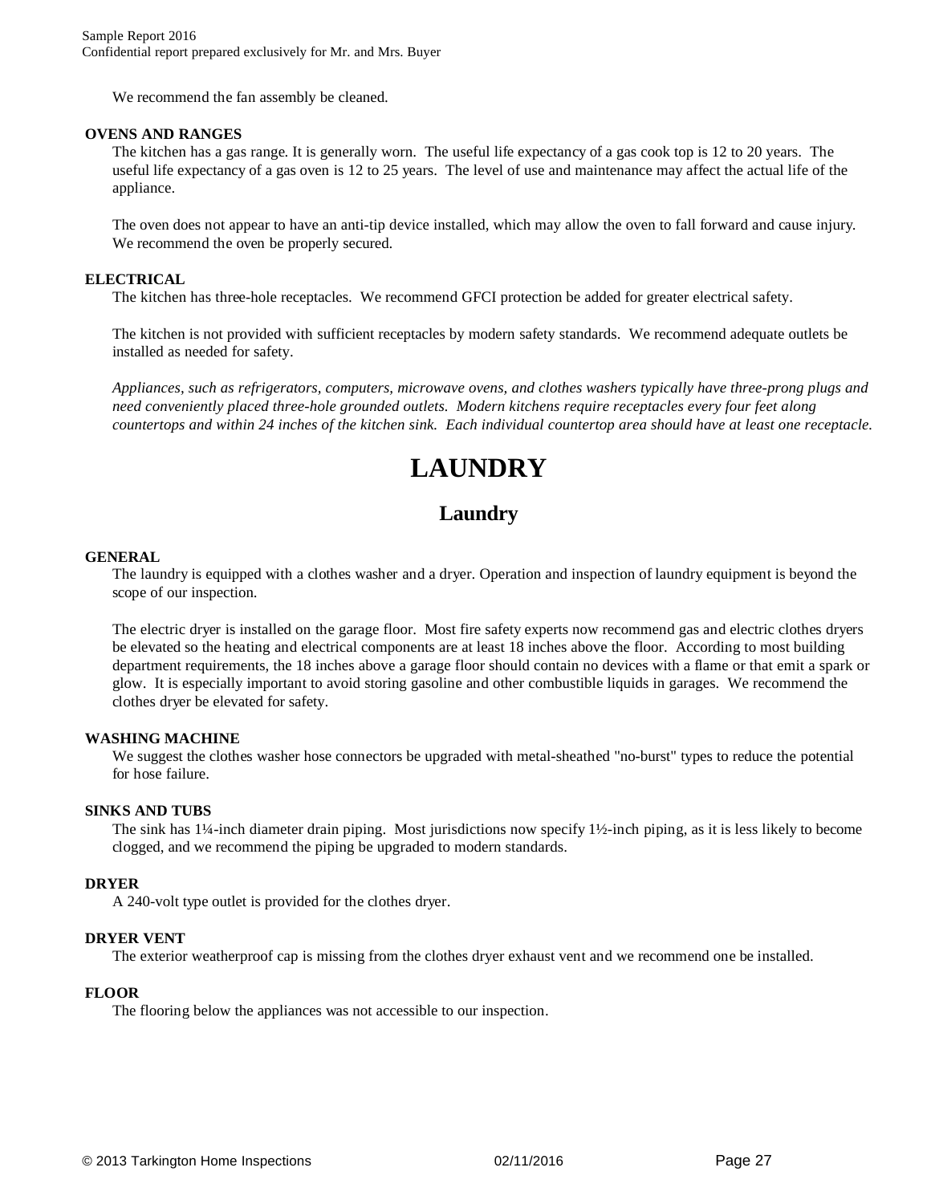We recommend the fan assembly be cleaned.

**OVENS AND RANGES**

The kitchen has a gas range. It is generally worn. The useful life expectancy of a gas cook top is 12 to 20 years. The useful life expectancy of a gas oven is 12 to 25 years. The level of use and maintenance may affect the actual life of the appliance.

The oven does not appear to have an anti-tip device installed, which may allow the oven to fall forward and cause injury. We recommend the oven be properly secured.

**ELECTRICAL**

The kitchen has three-hole receptacles. We recommend GFCI protection be added for greater electrical safety.

The kitchen is not provided with sufficient receptacles by modern safety standards. We recommend adequate outlets be installed as needed for safety.

*Appliances, such as refrigerators, computers, microwave ovens, and clothes washers typically have three-prong plugs and need conveniently placed three-hole grounded outlets. Modern kitchens require receptacles every four feet along countertops and within 24 inches of the kitchen sink. Each individual countertop area should have at least one receptacle.*

# LAUNDRY

## Laundry

**GENERAL**

The laundry is equipped with a clothes washer and a dryer. Operation and inspection of laundry equipment is beyond the scope of our inspection.

The electric dryer is installed on the garage floor. Most fire safety experts now recommend gas and electric clothes dryers be elevated so the heating and electrical components are at least 18 inches above the floor. According to most building department requirements, the 18 inches above a garage floor should contain no devices with a flame or that emit a spark or glow. It is especially important to avoid storing gasoline and other combustible liquids in garages. We recommend the clothes dryer be elevated for safety.

**WASHING MACHINE**

We suggest the clothes washer hose connectors be upgraded with metal-sheathed "no-burst" types to reduce the potential for hose failure.

**SINKS AND TUBS**

The sink has 1¼-inch diameter drain piping. Most jurisdictions now specify 1½-inch piping, as it is less likely to become clogged, and we recommend the piping be upgraded to modern standards.

**DRYER**

A 240-volt type outlet is provided for the clothes dryer.

**DRYER VENT**

The exterior weatherproof cap is missing from the clothes dryer exhaust vent and we recommend one be installed.

**FLOOR**

The flooring below the appliances was not accessible to our inspection.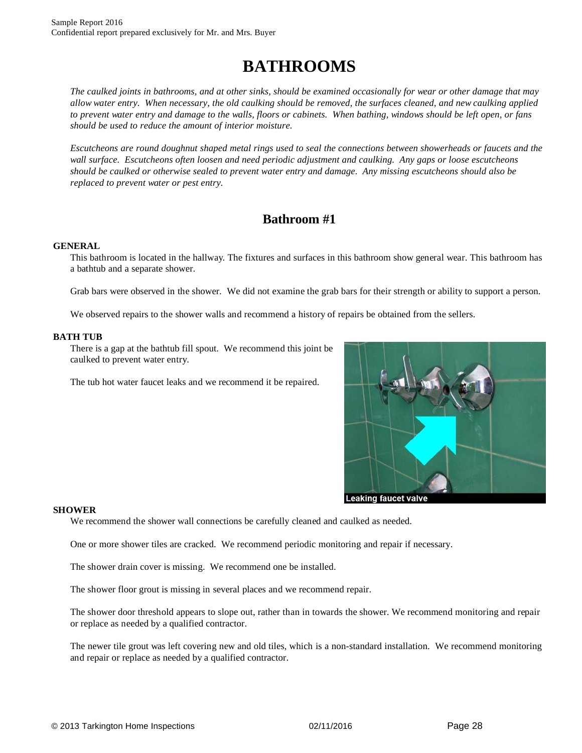# BATHROOMS

*The caulked joints in bathrooms, and at other sinks, should be examined occasionally for wear or other damage that may allow water entry. When necessary, the old caulking should be removed, the surfaces cleaned, and new caulking applied to prevent water entry and damage to the walls, floors or cabinets. When bathing, windows should be left open, or fans should be used to reduce the amount of interior moisture.*

*Escutcheons are round doughnut shaped metal rings used to seal the connections between showerheads or faucets and the wall surface. Escutcheons often loosen and need periodic adjustment and caulking. Any gaps or loose escutcheons should be caulked or otherwise sealed to prevent water entry and damage. Any missing escutcheons should also be replaced to prevent water or pest entry.*

## Bathroom #1

**GENERAL**

This bathroom is located in the hallway. The fixtures and surfaces in this bathroom show general wear. This bathroom has a bathtub and a separate shower.

Grab bars were observed in the shower. We did not examine the grab bars for their strength or ability to support a person.

We observed repairs to the shower walls and recommend a history of repairs be obtained from the sellers.

**BATH TUB**

There is a gap at the bathtub fill spout. We recommend this joint be caulked to prevent water entry.

The tub hot water faucet leaks and we recommend it be repaired.

Leaking faucet valve

**SHOWER**

We recommend the shower wall connections be carefully cleaned and caulked as needed.

One or more shower tiles are cracked. We recommend periodic monitoring and repair if necessary.

The shower drain cover is missing. We recommend one be installed.

The shower floor grout is missing in several places and we recommend repair.

The shower door threshold appears to slope out, rather than in towards the shower. We recommend monitoring and repair or replace as needed by a qualified contractor.

The newer tile grout was left covering new and old tiles, which is a non-standard installation. We recommend monitoring and repair or replace as needed by a qualified contractor.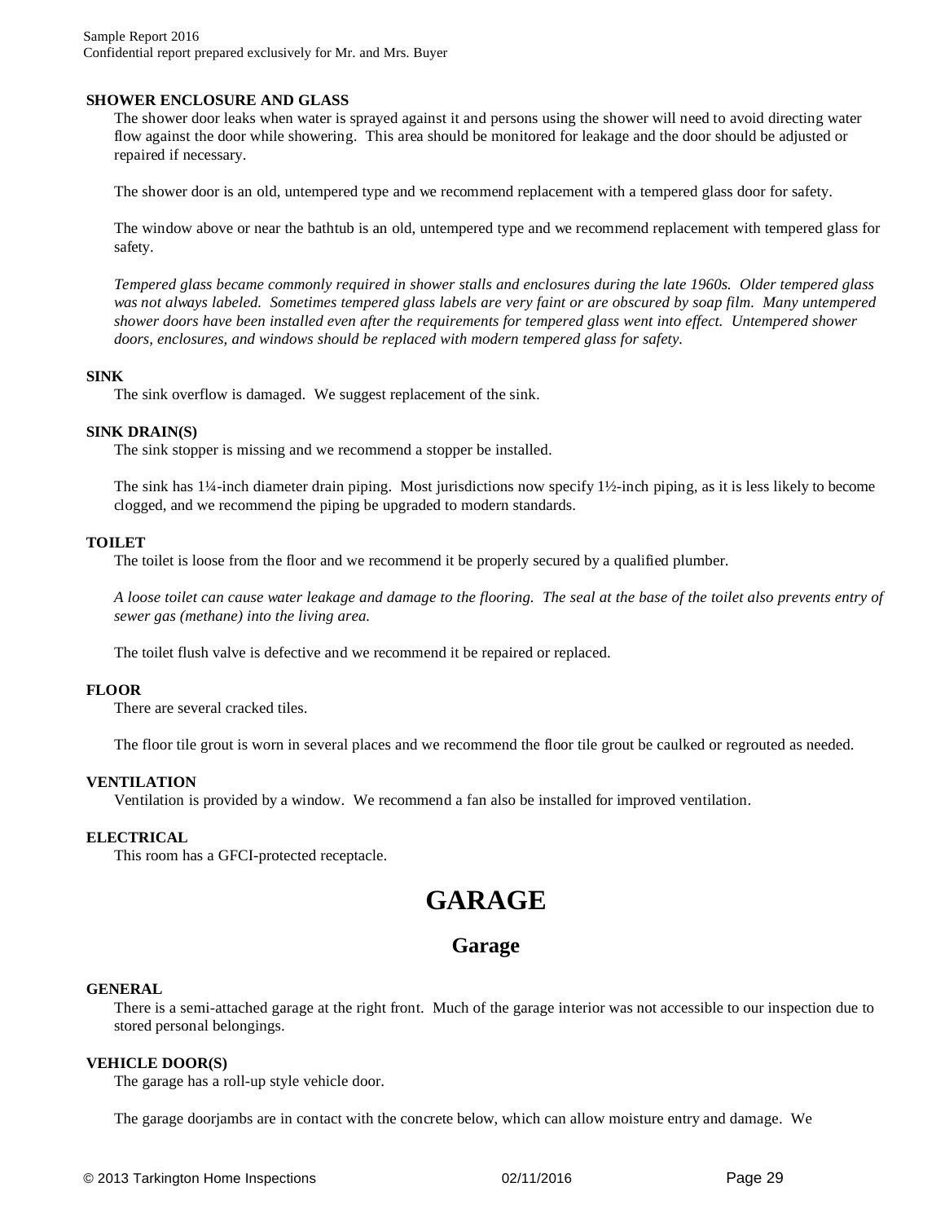**SHOWER ENCLOSURE AND GLASS**

The shower door leaks when water is sprayed against it and persons using the shower will need to avoid directing water flow against the door while showering. This area should be monitored for leakage and the door should be adjusted or repaired if necessary.

The shower door is an old, untempered type and we recommend replacement with a tempered glass door for safety.

The window above or near the bathtub is an old, untempered type and we recommend replacement with tempered glass for safety.

*Tempered glass became commonly required in shower stalls and enclosures during the late 1960s. Older tempered glass was not always labeled. Sometimes tempered glass labels are very faint or are obscured by soap film. Many untempered shower doors have been installed even after the requirements for tempered glass went into effect. Untempered shower doors, enclosures, and windows should be replaced with modern tempered glass for safety.*

**SINK**

The sink overflow is damaged. We suggest replacement of the sink.

**SINK DRAIN(S)**

The sink stopper is missing and we recommend a stopper be installed.

The sink has 1¼-inch diameter drain piping. Most jurisdictions now specify 1½-inch piping, as it is less likely to become clogged, and we recommend the piping be upgraded to modern standards.

**TOILET**

The toilet is loose from the floor and we recommend it be properly secured by a qualified plumber.

*A loose toilet can cause water leakage and damage to the flooring. The seal at the base of the toilet also prevents entry of sewer gas (methane) into the living area.*

The toilet flush valve is defective and we recommend it be repaired or replaced.

**FLOOR**

There are several cracked tiles.

The floor tile grout is worn in several places and we recommend the floor tile grout be caulked or regrouted as needed.

**VENTILATION**

Ventilation is provided by a window. We recommend a fan also be installed for improved ventilation.

**ELECTRICAL**

This room has a GFCI-protected receptacle.

# GARAGE

## Garage

**GENERAL**

There is a semi-attached garage at the right front. Much of the garage interior was not accessible to our inspection due to stored personal belongings.

**VEHICLE DOOR(S)**

The garage has a roll-up style vehicle door.

The garage doorjambs are in contact with the concrete below, which can allow moisture entry and damage. We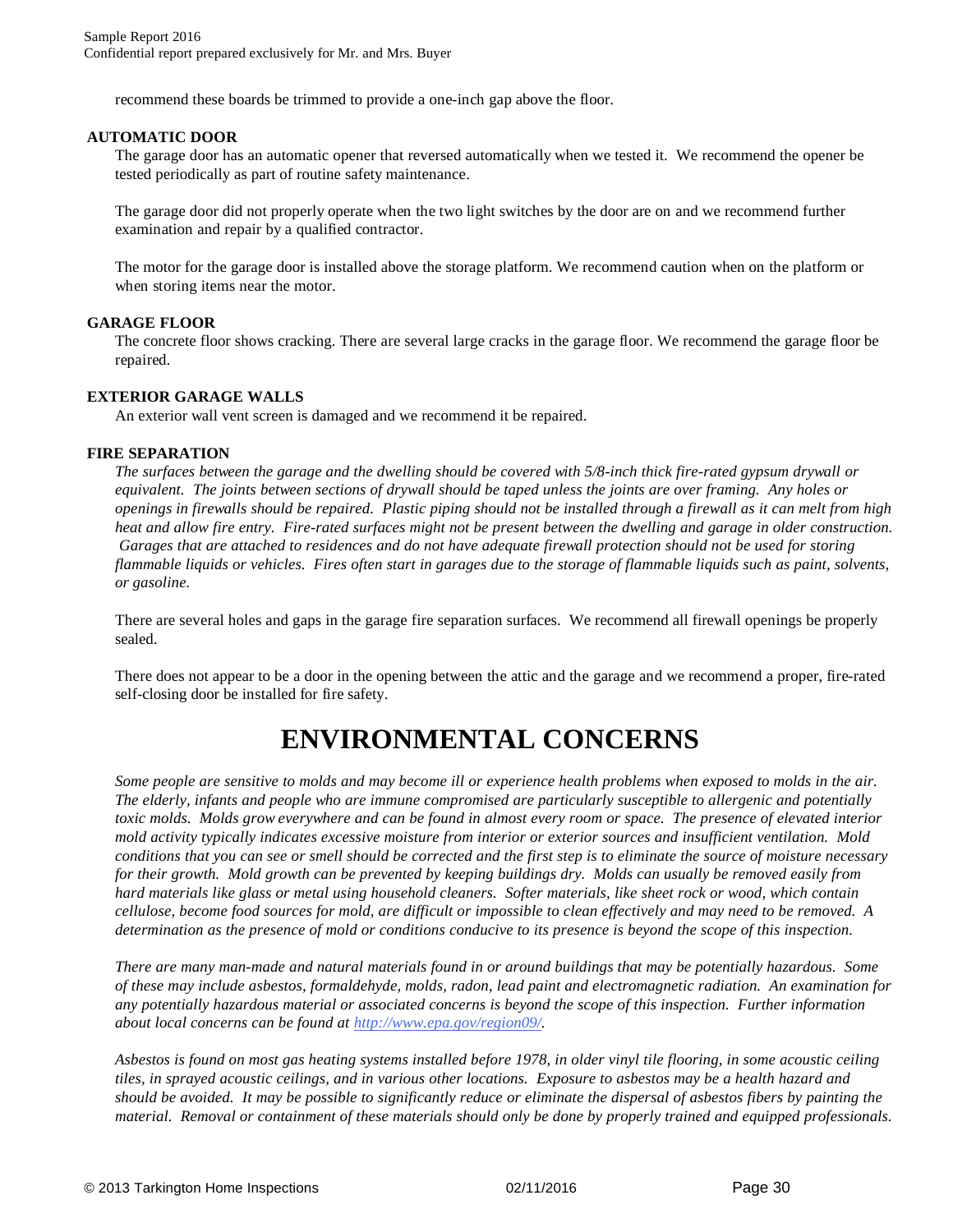recommend these boards be trimmed to provide a one-inch gap above the floor.

**AUTOMATIC DOOR**

The garage door has an automatic opener that reversed automatically when we tested it. We recommend the opener be tested periodically as part of routine safety maintenance.

The garage door did not properly operate when the two light switches by the door are on and we recommend further examination and repair by a qualified contractor.

The motor for the garage door is installed above the storage platform. We recommend caution when on the platform or when storing items near the motor.

**GARAGE FLOOR**

The concrete floor shows cracking. There are several large cracks in the garage floor. We recommend the garage floor be repaired.

**EXTERIOR GARAGE WALLS**

An exterior wall vent screen is damaged and we recommend it be repaired.

**FIRE SEPARATION**

*The surfaces between the garage and the dwelling should be covered with 5/8-inch thick fire-rated gypsum drywall or equivalent. The joints between sections of drywall should be taped unless the joints are over framing. Any holes or openings in firewalls should be repaired. Plastic piping should not be installed through a firewall as it can melt from high heat and allow fire entry. Fire-rated surfaces might not be present between the dwelling and garage in older construction. Garages that are attached to residences and do not have adequate firewall protection should not be used for storing flammable liquids or vehicles. Fires often start in garages due to the storage of flammable liquids such as paint, solvents, or gasoline.*

There are several holes and gaps in the garage fire separation surfaces. We recommend all firewall openings be properly sealed.

There does not appear to be a door in the opening between the attic and the garage and we recommend a proper, fire-rated self-closing door be installed for fire safety.

# ENVIRONMENTAL CONCERNS

*Some people are sensitive to molds and may become ill or experience health problems when exposed to molds in the air. The elderly, infants and people who are immune compromised are particularly susceptible to allergenic and potentially toxic molds. Molds grow everywhere and can be found in almost every room or space. The presence of elevated interior mold activity typically indicates excessive moisture from interior or exterior sources and insufficient ventilation. Mold conditions that you can see or smell should be corrected and the first step is to eliminate the source of moisture necessary for their growth. Mold growth can be prevented by keeping buildings dry. Molds can usually be removed easily from hard materials like glass or metal using household cleaners. Softer materials, like sheet rock or wood, which contain cellulose, become food sources for mold, are difficult or impossible to clean effectively and may need to be removed. A determination as the presence of mold or conditions conducive to its presence is beyond the scope of this inspection.*

*There are many man-made and natural materials found in or around buildings that may be potentially hazardous. Some of these may include asbestos, formaldehyde, molds, radon, lead paint and electromagnetic radiation. An examination for any potentially hazardous material or associated concerns is beyond the scope of this inspection. Further information about local concerns can be found at [http://www.epa.gov/region09/](http://www.epa.gov/region09/).*

*Asbestos is found on most gas heating systems installed before 1978, in older vinyl tile flooring, in some acoustic ceiling tiles, in sprayed acoustic ceilings, and in various other locations. Exposure to asbestos may be a health hazard and should be avoided. It may be possible to significantly reduce or eliminate the dispersal of asbestos fibers by painting the material. Removal or containment of these materials should only be done by properly trained and equipped professionals.*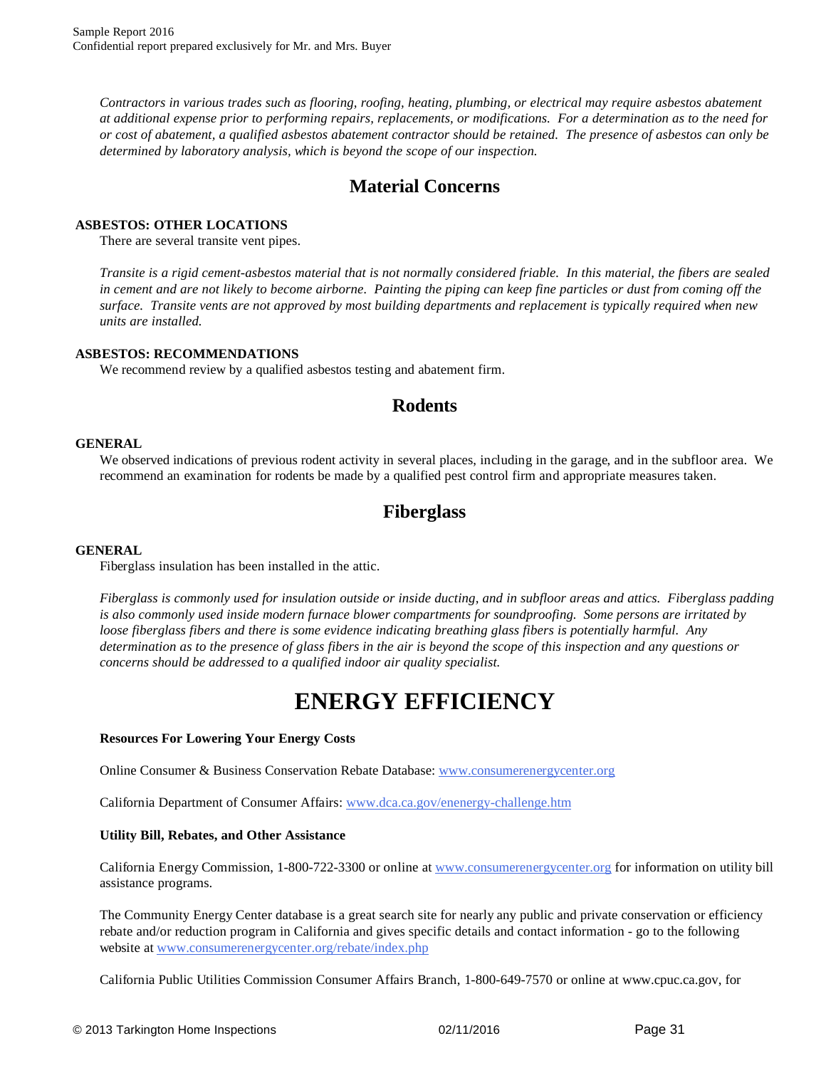*Contractors in various trades such as flooring, roofing, heating, plumbing, or electrical may require asbestos abatement at additional expense prior to performing repairs, replacements, or modifications. For a determination as to the need for or cost of abatement, a qualified asbestos abatement contractor should be retained. The presence of asbestos can only be determined by laboratory analysis, which is beyond the scope of our inspection.*

## Material Concerns

**ASBESTOS: OTHER LOCATIONS**

There are several transite vent pipes.

*Transite is a rigid cement-asbestos material that is not normally considered friable. In this material, the fibers are sealed in cement and are not likely to become airborne. Painting the piping can keep fine particles or dust from coming off the surface. Transite vents are not approved by most building departments and replacement is typically required when new units are installed.*

**ASBESTOS: RECOMMENDATIONS**

We recommend review by a qualified asbestos testing and abatement firm.

## Rodents

**GENERAL**

We observed indications of previous rodent activity in several places, including in the garage, and in the subfloor area. We recommend an examination for rodents be made by a qualified pest control firm and appropriate measures taken.

## Fiberglass

**GENERAL**

Fiberglass insulation has been installed in the attic.

*Fiberglass is commonly used for insulation outside or inside ducting, and in subfloor areas and attics. Fiberglass padding is also commonly used inside modern furnace blower compartments for soundproofing. Some persons are irritated by loose fiberglass fibers and there is some evidence indicating breathing glass fibers is potentially harmful. Any determination as to the presence of glass fibers in the air is beyond the scope of this inspection and any questions or concerns should be addressed to a qualified indoor air quality specialist.*

# ENERGY EFFICIENCY

**Resources For Lowering Your Energy Costs**

Online Consumer & Business Conservation Rebate Database: www.consumerenergycenter.org

California Department of Consumer Affairs: www.dca.ca.gov/enenergy-challenge.htm

**Utility Bill, Rebates, and Other Assistance**

California Energy Commission, 1-800-722-3300 or online at www.consumerenergycenter.org for information on utility bill assistance programs.

The Community Energy Center database is a great search site for nearly any public and private conservation or efficiency rebate and/or reduction program in California and gives specific details and contact information - go to the following website at www.consumerenergycenter.org/rebate/index.php

California Public Utilities Commission Consumer Affairs Branch, 1-800-649-7570 or online at www.cpuc.ca.gov, for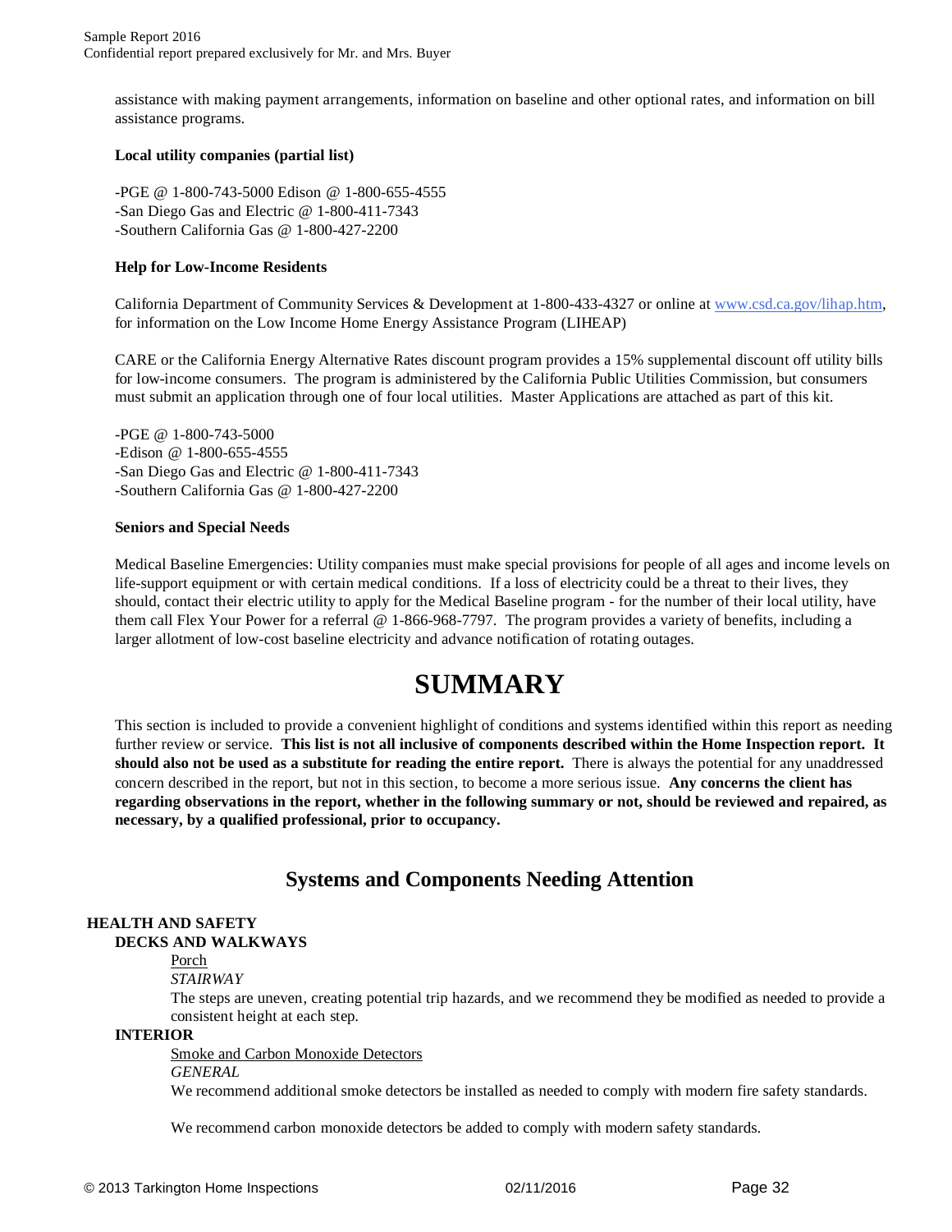assistance with making payment arrangements, information on baseline and other optional rates, and information on bill assistance programs.

**Local utility companies (partial list)**

-PGE @ 1-800-743-5000 Edison @ 1-800-655-4555
-San Diego Gas and Electric @ 1-800-411-7343
-Southern California Gas @ 1-800-427-2200

**Help for Low-Income Residents**

California Department of Community Services & Development at 1-800-433-4327 or online at www.csd.ca.gov/lihap.htm, for information on the Low Income Home Energy Assistance Program (LIHEAP)

CARE or the California Energy Alternative Rates discount program provides a 15% supplemental discount off utility bills for low-income consumers. The program is administered by the California Public Utilities Commission, but consumers must submit an application through one of four local utilities. Master Applications are attached as part of this kit.

-PGE @ 1-800-743-5000
-Edison @ 1-800-655-4555
-San Diego Gas and Electric @ 1-800-411-7343
-Southern California Gas @ 1-800-427-2200

**Seniors and Special Needs**

Medical Baseline Emergencies: Utility companies must make special provisions for people of all ages and income levels on life-support equipment or with certain medical conditions. If a loss of electricity could be a threat to their lives, they should, contact their electric utility to apply for the Medical Baseline program - for the number of their local utility, have them call Flex Your Power for a referral @ 1-866-968-7797. The program provides a variety of benefits, including a larger allotment of low-cost baseline electricity and advance notification of rotating outages.

# SUMMARY

This section is included to provide a convenient highlight of conditions and systems identified within this report as needing further review or service. **This list is not all inclusive of components described within the Home Inspection report. It should also not be used as a substitute for reading the entire report.** There is always the potential for any unaddressed concern described in the report, but not in this section, to become a more serious issue. **Any concerns the client has regarding observations in the report, whether in the following summary or not, should be reviewed and repaired, as necessary, by a qualified professional, prior to occupancy.**

## Systems and Components Needing Attention

**HEALTH AND SAFETY**

**DECKS AND WALKWAYS**

Porch

*STAIRWAY*

The steps are uneven, creating potential trip hazards, and we recommend they be modified as needed to provide a consistent height at each step.

**INTERIOR**

Smoke and Carbon Monoxide Detectors

*GENERAL*

We recommend additional smoke detectors be installed as needed to comply with modern fire safety standards.

We recommend carbon monoxide detectors be added to comply with modern safety standards.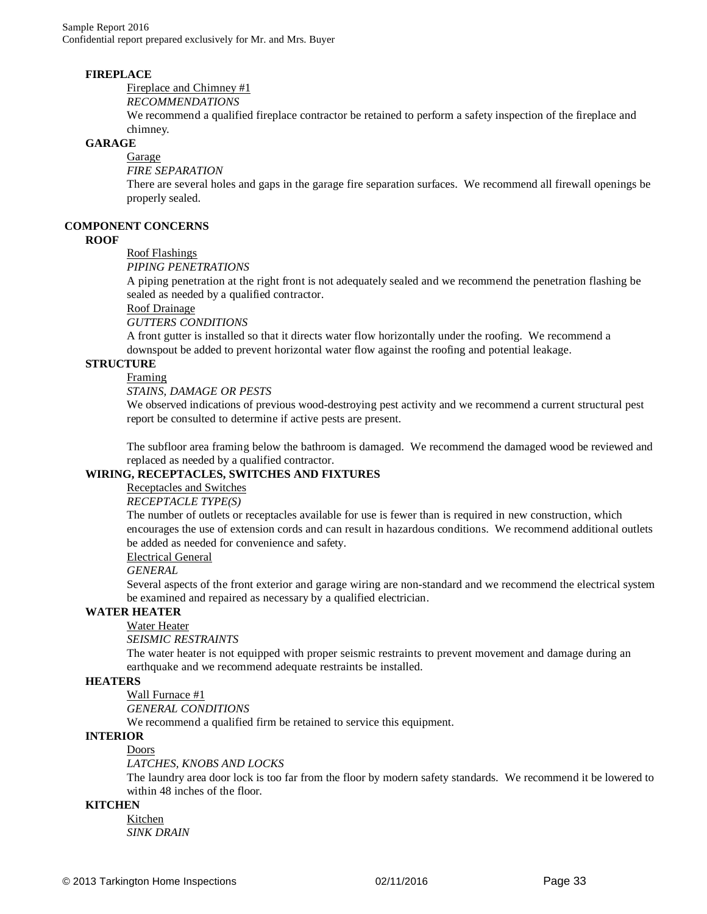**FIREPLACE**

Fireplace and Chimney #1

*RECOMMENDATIONS*

We recommend a qualified fireplace contractor be retained to perform a safety inspection of the fireplace and chimney.

**GARAGE**

Garage

*FIRE SEPARATION*

There are several holes and gaps in the garage fire separation surfaces. We recommend all firewall openings be properly sealed.

## COMPONENT CONCERNS

**ROOF**

Roof Flashings

*PIPING PENETRATIONS*

A piping penetration at the right front is not adequately sealed and we recommend the penetration flashing be sealed as needed by a qualified contractor.

Roof Drainage

*GUTTERS CONDITIONS*

A front gutter is installed so that it directs water flow horizontally under the roofing. We recommend a downspout be added to prevent horizontal water flow against the roofing and potential leakage.

**STRUCTURE**

Framing

*STAINS, DAMAGE OR PESTS*

We observed indications of previous wood-destroying pest activity and we recommend a current structural pest report be consulted to determine if active pests are present.

The subfloor area framing below the bathroom is damaged. We recommend the damaged wood be reviewed and replaced as needed by a qualified contractor.

**WIRING, RECEPTACLES, SWITCHES AND FIXTURES**

Receptacles and Switches

*RECEPTACLE TYPE(S)*

The number of outlets or receptacles available for use is fewer than is required in new construction, which encourages the use of extension cords and can result in hazardous conditions. We recommend additional outlets be added as needed for convenience and safety.

Electrical General

*GENERAL*

Several aspects of the front exterior and garage wiring are non-standard and we recommend the electrical system be examined and repaired as necessary by a qualified electrician.

**WATER HEATER**

Water Heater

*SEISMIC RESTRAINTS*

The water heater is not equipped with proper seismic restraints to prevent movement and damage during an earthquake and we recommend adequate restraints be installed.

**HEATERS**

Wall Furnace #1

*GENERAL CONDITIONS*

We recommend a qualified firm be retained to service this equipment.

**INTERIOR**

Doors

*LATCHES, KNOBS AND LOCKS*

The laundry area door lock is too far from the floor by modern safety standards. We recommend it be lowered to within 48 inches of the floor.

**KITCHEN**

Kitchen

*SINK DRAIN*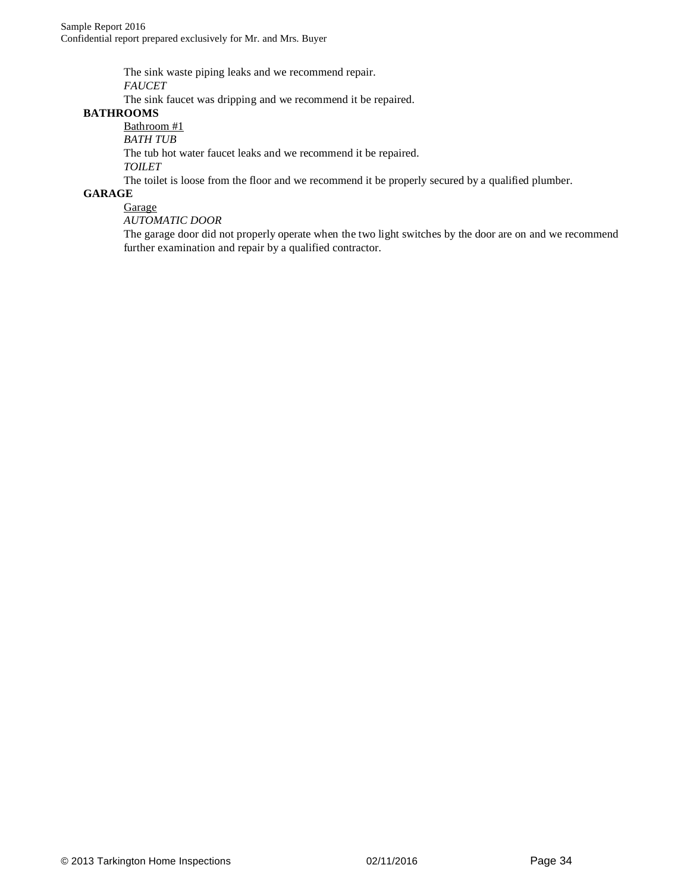The sink waste piping leaks and we recommend repair.

*FAUCET*

The sink faucet was dripping and we recommend it be repaired.

**BATHROOMS**

Bathroom #1

*BATH TUB*

The tub hot water faucet leaks and we recommend it be repaired.

*TOILET*

The toilet is loose from the floor and we recommend it be properly secured by a qualified plumber.

**GARAGE**

Garage

*AUTOMATIC DOOR*

The garage door did not properly operate when the two light switches by the door are on and we recommend further examination and repair by a qualified contractor.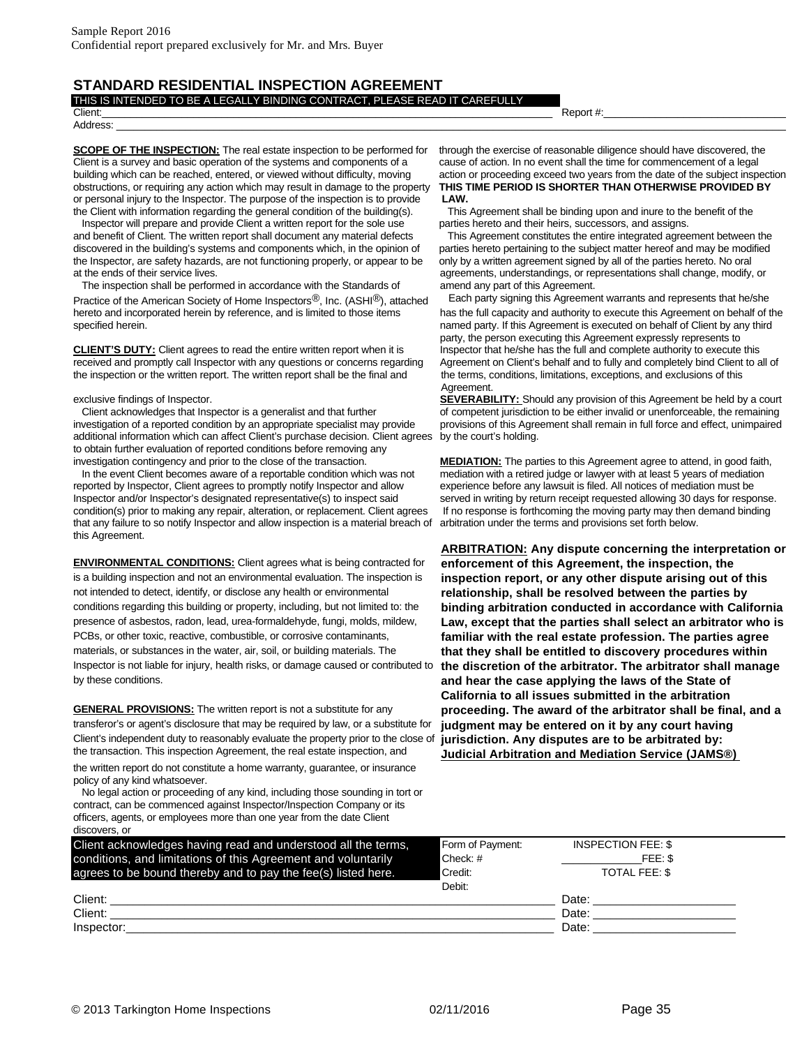# STANDARD RESIDENTIAL INSPECTION AGREEMENT

THIS IS INTENDED TO BE A LEGALLY BINDING CONTRACT, PLEASE READ IT CAREFULLY

Client: ______________________ Report #: ______________________

Address: ______________________

**SCOPE OF THE INSPECTION:** The real estate inspection to be performed for Client is a survey and basic operation of the systems and components of a building which can be reached, entered, or viewed without difficulty, moving obstructions, or requiring any action which may result in damage to the property or personal injury to the Inspector. The purpose of the inspection is to provide the Client with information regarding the general condition of the building(s).

Inspector will prepare and provide Client a written report for the sole use and benefit of Client. The written report shall document any material defects discovered in the building's systems and components which, in the opinion of the Inspector, are safety hazards, are not functioning properly, or appear to be at the ends of their service lives.

The inspection shall be performed in accordance with the Standards of Practice of the American Society of Home Inspectors®, Inc. (ASHI®), attached hereto and incorporated herein by reference, and is limited to those items specified herein.

**CLIENT'S DUTY:** Client agrees to read the entire written report when it is received and promptly call Inspector with any questions or concerns regarding the inspection or the written report. The written report shall be the final and exclusive findings of Inspector.

Client acknowledges that Inspector is a generalist and that further investigation of a reported condition by an appropriate specialist may provide additional information which can affect Client's purchase decision. Client agrees to obtain further evaluation of reported conditions before removing any investigation contingency and prior to the close of the transaction.

In the event Client becomes aware of a reportable condition which was not reported by Inspector, Client agrees to promptly notify Inspector and allow Inspector and/or Inspector's designated representative(s) to inspect said condition(s) prior to making any repair, alteration, or replacement. Client agrees that any failure to so notify Inspector and allow inspection is a material breach of this Agreement.

**ENVIRONMENTAL CONDITIONS:** Client agrees what is being contracted for is a building inspection and not an environmental evaluation. The inspection is not intended to detect, identify, or disclose any health or environmental conditions regarding this building or property, including, but not limited to: the presence of asbestos, radon, lead, urea-formaldehyde, fungi, molds, mildew, PCBs, or other toxic, reactive, combustible, or corrosive contaminants, materials, or substances in the water, air, soil, or building materials. The Inspector is not liable for injury, health risks, or damage caused or contributed to by these conditions.

**GENERAL PROVISIONS:** The written report is not a substitute for any transferor's or agent's disclosure that may be required by law, or a substitute for Client's independent duty to reasonably evaluate the property prior to the close of the transaction. This inspection Agreement, the real estate inspection, and the written report do not constitute a home warranty, guarantee, or insurance policy of any kind whatsoever.

No legal action or proceeding of any kind, including those sounding in tort or contract, can be commenced against Inspector/Inspection Company or its officers, agents, or employees more than one year from the date Client discovers, or through the exercise of reasonable diligence should have discovered, the cause of action. In no event shall the time for commencement of a legal action or proceeding exceed two years from the date of the subject inspection **THIS TIME PERIOD IS SHORTER THAN OTHERWISE PROVIDED BY LAW.**

This Agreement shall be binding upon and inure to the benefit of the parties hereto and their heirs, successors, and assigns.

This Agreement constitutes the entire integrated agreement between the parties hereto pertaining to the subject matter hereof and may be modified only by a written agreement signed by all of the parties hereto. No oral agreements, understandings, or representations shall change, modify, or amend any part of this Agreement.

Each party signing this Agreement warrants and represents that he/she has the full capacity and authority to execute this Agreement on behalf of the named party. If this Agreement is executed on behalf of Client by any third party, the person executing this Agreement expressly represents to Inspector that he/she has the full and complete authority to execute this Agreement on Client's behalf and to fully and completely bind Client to all of the terms, conditions, limitations, exceptions, and exclusions of this Agreement.

**SEVERABILITY:** Should any provision of this Agreement be held by a court of competent jurisdiction to be either invalid or unenforceable, the remaining provisions of this Agreement shall remain in full force and effect, unimpaired by the court's holding.

**MEDIATION:** The parties to this Agreement agree to attend, in good faith, mediation with a retired judge or lawyer with at least 5 years of mediation experience before any lawsuit is filed. All notices of mediation must be served in writing by return receipt requested allowing 30 days for response. If no response is forthcoming the moving party may then demand binding arbitration under the terms and provisions set forth below.

**ARBITRATION: Any dispute concerning the interpretation or enforcement of this Agreement, the inspection, the inspection report, or any other dispute arising out of this relationship, shall be resolved between the parties by binding arbitration conducted in accordance with California Law, except that the parties shall select an arbitrator who is familiar with the real estate profession. The parties agree that they shall be entitled to discovery procedures within the discretion of the arbitrator. The arbitrator shall manage and hear the case applying the laws of the State of California to all issues submitted in the arbitration proceeding. The award of the arbitrator shall be final, and a judgment may be entered on it by any court having jurisdiction. Any disputes are to be arbitrated by: Judicial Arbitration and Mediation Service (JAMS®)**

Client acknowledges having read and understood all the terms, conditions, and limitations of this Agreement and voluntarily agrees to be bound thereby and to pay the fee(s) listed here.

| Form of Payment: | INSPECTION FEE: $ |
|---|---|
| Check: # | ______ FEE: $ |
| Credit: | TOTAL FEE: $ |
| Debit: | |

Client: ______________________ Date: ______________

Client: ______________________ Date: ______________

Inspector: ______________________ Date: ______________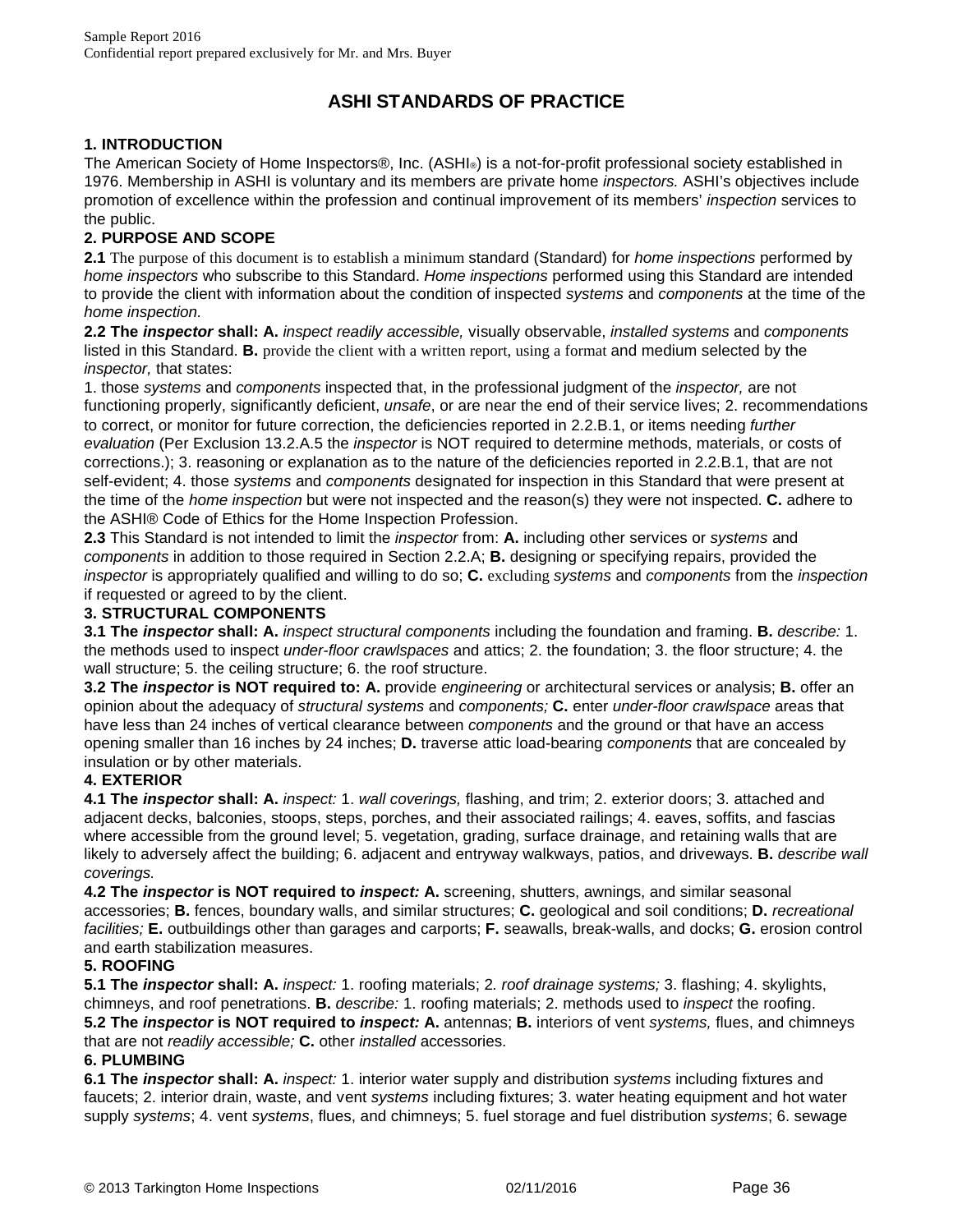# ASHI STANDARDS OF PRACTICE

**1. INTRODUCTION**

The American Society of Home Inspectors®, Inc. (ASHI®) is a not-for-profit professional society established in 1976. Membership in ASHI is voluntary and its members are private home *inspectors.* ASHI's objectives include promotion of excellence within the profession and continual improvement of its members' *inspection* services to the public.

**2. PURPOSE AND SCOPE**

**2.1** The purpose of this document is to establish a minimum standard (Standard) for *home inspections* performed by *home inspectors* who subscribe to this Standard. *Home inspections* performed using this Standard are intended to provide the client with information about the condition of inspected *systems* and *components* at the time of the *home inspection.*

**2.2 The *inspector* shall: A.** *inspect readily accessible,* visually observable, *installed systems* and *components* listed in this Standard. **B.** provide the client with a written report, using a format and medium selected by the *inspector,* that states:

1. those *systems* and *components* inspected that, in the professional judgment of the *inspector,* are not functioning properly, significantly deficient, *unsafe*, or are near the end of their service lives; 2. recommendations to correct, or monitor for future correction, the deficiencies reported in 2.2.B.1, or items needing *further evaluation* (Per Exclusion 13.2.A.5 the *inspector* is NOT required to determine methods, materials, or costs of corrections.); 3. reasoning or explanation as to the nature of the deficiencies reported in 2.2.B.1, that are not self-evident; 4. those *systems* and *components* designated for inspection in this Standard that were present at the time of the *home inspection* but were not inspected and the reason(s) they were not inspected. **C.** adhere to the ASHI® Code of Ethics for the Home Inspection Profession.

**2.3** This Standard is not intended to limit the *inspector* from: **A.** including other services or *systems* and *components* in addition to those required in Section 2.2.A; **B.** designing or specifying repairs, provided the *inspector* is appropriately qualified and willing to do so; **C.** excluding *systems* and *components* from the *inspection* if requested or agreed to by the client.

**3. STRUCTURAL COMPONENTS**

**3.1 The *inspector* shall: A.** *inspect structural components* including the foundation and framing. **B.** *describe:* 1. the methods used to inspect *under-floor crawlspaces* and attics; 2. the foundation; 3. the floor structure; 4. the wall structure; 5. the ceiling structure; 6. the roof structure.

**3.2 The *inspector* is NOT required to: A.** provide *engineering* or architectural services or analysis; **B.** offer an opinion about the adequacy of *structural systems* and *components;* **C.** enter *under-floor crawlspace* areas that have less than 24 inches of vertical clearance between *components* and the ground or that have an access opening smaller than 16 inches by 24 inches; **D.** traverse attic load-bearing *components* that are concealed by insulation or by other materials.

**4. EXTERIOR**

**4.1 The *inspector* shall: A.** *inspect:* 1. *wall coverings,* flashing, and trim; 2. exterior doors; 3. attached and adjacent decks, balconies, stoops, steps, porches, and their associated railings; 4. eaves, soffits, and fascias where accessible from the ground level; 5. vegetation, grading, surface drainage, and retaining walls that are likely to adversely affect the building; 6. adjacent and entryway walkways, patios, and driveways. **B.** *describe wall coverings.*

**4.2 The *inspector* is NOT required to *inspect:* A.** screening, shutters, awnings, and similar seasonal accessories; **B.** fences, boundary walls, and similar structures; **C.** geological and soil conditions; **D.** *recreational facilities;* **E.** outbuildings other than garages and carports; **F.** seawalls, break-walls, and docks; **G.** erosion control and earth stabilization measures.

**5. ROOFING**

**5.1 The *inspector* shall: A.** *inspect:* 1. roofing materials; 2*. roof drainage systems;* 3. flashing; 4. skylights, chimneys, and roof penetrations. **B.** *describe:* 1. roofing materials; 2. methods used to *inspect* the roofing.

**5.2 The *inspector* is NOT required to *inspect:* A.** antennas; **B.** interiors of vent *systems,* flues, and chimneys that are not *readily accessible;* **C.** other *installed* accessories.

**6. PLUMBING**

**6.1 The *inspector* shall: A.** *inspect:* 1. interior water supply and distribution *systems* including fixtures and faucets; 2. interior drain, waste, and vent *systems* including fixtures; 3. water heating equipment and hot water supply *systems*; 4. vent *systems*, flues, and chimneys; 5. fuel storage and fuel distribution *systems*; 6. sewage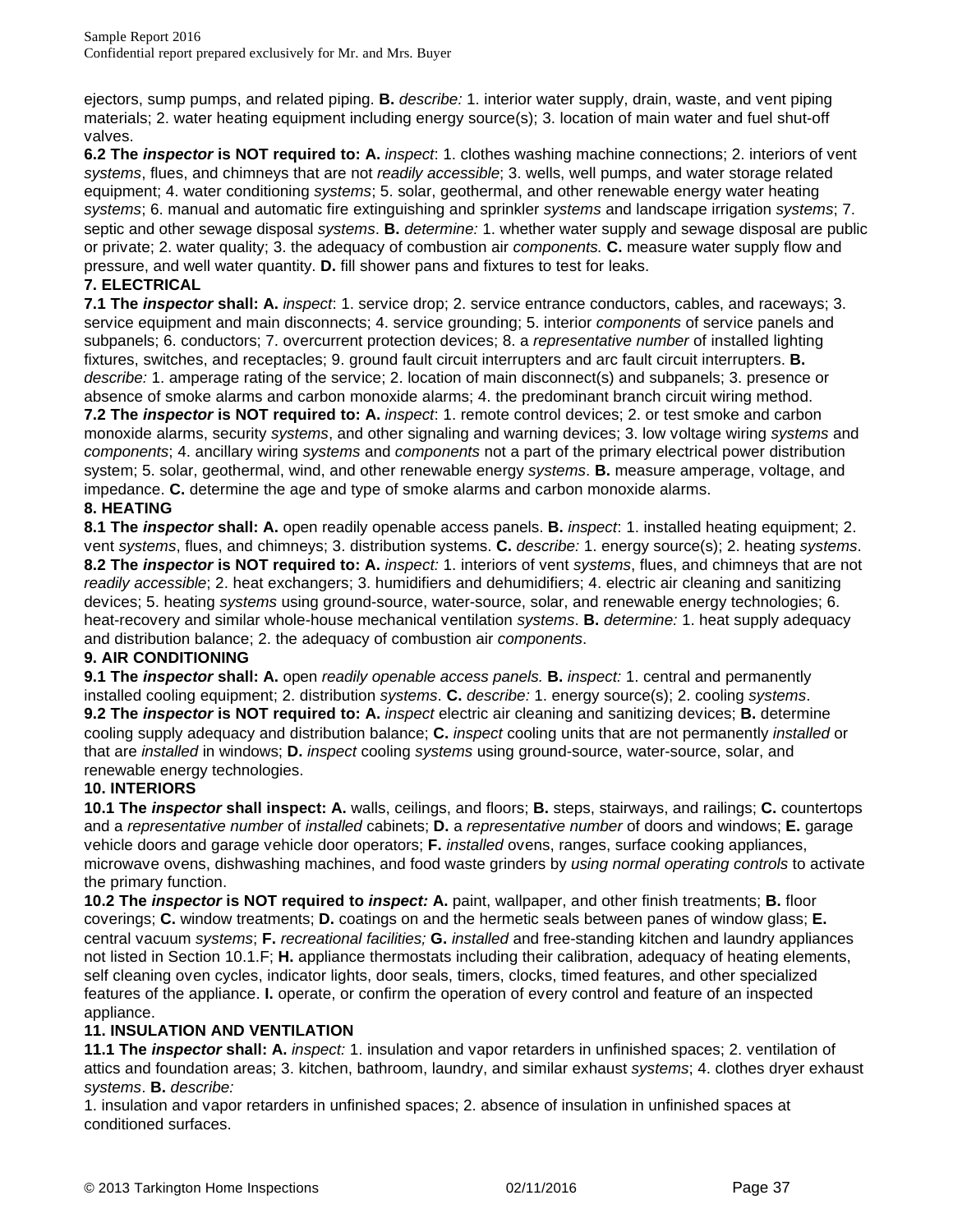ejectors, sump pumps, and related piping. **B.** *describe:* 1. interior water supply, drain, waste, and vent piping materials; 2. water heating equipment including energy source(s); 3. location of main water and fuel shut-off valves.

**6.2 The *inspector* is NOT required to: A.** *inspect*: 1. clothes washing machine connections; 2. interiors of vent *systems*, flues, and chimneys that are not *readily accessible*; 3. wells, well pumps, and water storage related equipment; 4. water conditioning *systems*; 5. solar, geothermal, and other renewable energy water heating *systems*; 6. manual and automatic fire extinguishing and sprinkler *systems* and landscape irrigation *systems*; 7. septic and other sewage disposal *systems*. **B.** *determine:* 1. whether water supply and sewage disposal are public or private; 2. water quality; 3. the adequacy of combustion air *components.* **C.** measure water supply flow and pressure, and well water quantity. **D.** fill shower pans and fixtures to test for leaks.

### 7. ELECTRICAL

**7.1 The *inspector* shall: A.** *inspect*: 1. service drop; 2. service entrance conductors, cables, and raceways; 3. service equipment and main disconnects; 4. service grounding; 5. interior *components* of service panels and subpanels; 6. conductors; 7. overcurrent protection devices; 8. a *representative number* of installed lighting fixtures, switches, and receptacles; 9. ground fault circuit interrupters and arc fault circuit interrupters. **B.** *describe:* 1. amperage rating of the service; 2. location of main disconnect(s) and subpanels; 3. presence or absence of smoke alarms and carbon monoxide alarms; 4. the predominant branch circuit wiring method.

**7.2 The *inspector* is NOT required to: A.** *inspect*: 1. remote control devices; 2. or test smoke and carbon monoxide alarms, security *systems*, and other signaling and warning devices; 3. low voltage wiring *systems* and *components*; 4. ancillary wiring *systems* and *components* not a part of the primary electrical power distribution system; 5. solar, geothermal, wind, and other renewable energy *systems*. **B.** measure amperage, voltage, and impedance. **C.** determine the age and type of smoke alarms and carbon monoxide alarms.

### 8. HEATING

**8.1 The *inspector* shall: A.** open readily openable access panels. **B.** *inspect*: 1. installed heating equipment; 2. vent *systems*, flues, and chimneys; 3. distribution systems. **C.** *describe:* 1. energy source(s); 2. heating *systems*.

**8.2 The *inspector* is NOT required to: A.** *inspect:* 1. interiors of vent *systems*, flues, and chimneys that are not *readily accessible*; 2. heat exchangers; 3. humidifiers and dehumidifiers; 4. electric air cleaning and sanitizing devices; 5. heating *systems* using ground-source, water-source, solar, and renewable energy technologies; 6. heat-recovery and similar whole-house mechanical ventilation *systems*. **B.** *determine:* 1. heat supply adequacy and distribution balance; 2. the adequacy of combustion air *components*.

### 9. AIR CONDITIONING

**9.1 The *inspector* shall: A.** open *readily openable access panels.* **B.** *inspect:* 1. central and permanently installed cooling equipment; 2. distribution *systems*. **C.** *describe:* 1. energy source(s); 2. cooling *systems*.

**9.2 The *inspector* is NOT required to: A.** *inspect* electric air cleaning and sanitizing devices; **B.** determine cooling supply adequacy and distribution balance; **C.** *inspect* cooling units that are not permanently *installed* or that are *installed* in windows; **D.** *inspect* cooling *systems* using ground-source, water-source, solar, and renewable energy technologies.

### 10. INTERIORS

**10.1 The *inspector* shall inspect: A.** walls, ceilings, and floors; **B.** steps, stairways, and railings; **C.** countertops and a *representative number* of *installed* cabinets; **D.** a *representative number* of doors and windows; **E.** garage vehicle doors and garage vehicle door operators; **F.** *installed* ovens, ranges, surface cooking appliances, microwave ovens, dishwashing machines, and food waste grinders by *using normal operating controls* to activate the primary function.

**10.2 The *inspector* is NOT required to *inspect:* A.** paint, wallpaper, and other finish treatments; **B.** floor coverings; **C.** window treatments; **D.** coatings on and the hermetic seals between panes of window glass; **E.** central vacuum *systems*; **F.** *recreational facilities;* **G.** *installed* and free-standing kitchen and laundry appliances not listed in Section 10.1.F; **H.** appliance thermostats including their calibration, adequacy of heating elements, self cleaning oven cycles, indicator lights, door seals, timers, clocks, timed features, and other specialized features of the appliance. **I.** operate, or confirm the operation of every control and feature of an inspected appliance.

### 11. INSULATION AND VENTILATION

**11.1 The *inspector* shall: A.** *inspect:* 1. insulation and vapor retarders in unfinished spaces; 2. ventilation of attics and foundation areas; 3. kitchen, bathroom, laundry, and similar exhaust *systems*; 4. clothes dryer exhaust *systems*. **B.** *describe:*

1. insulation and vapor retarders in unfinished spaces; 2. absence of insulation in unfinished spaces at conditioned surfaces.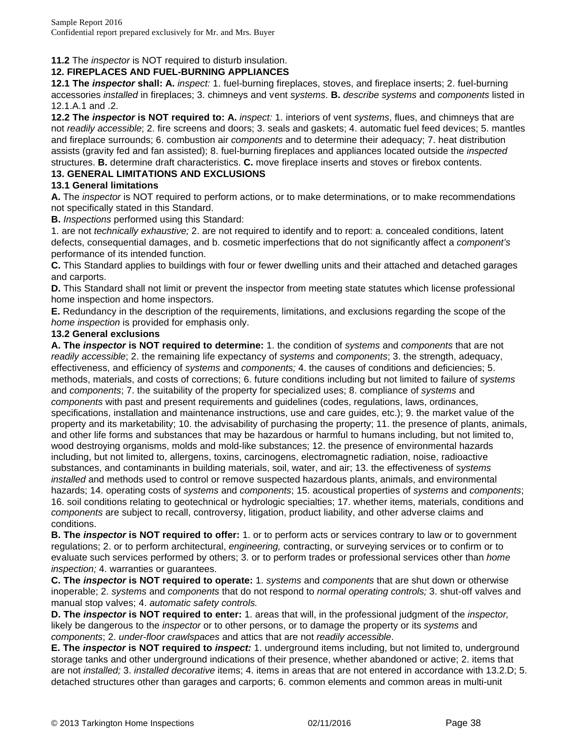**11.2** The *inspector* is NOT required to disturb insulation.

**12. FIREPLACES AND FUEL-BURNING APPLIANCES**

**12.1 The *inspector* shall: A.** *inspect:* 1. fuel-burning fireplaces, stoves, and fireplace inserts; 2. fuel-burning accessories *installed* in fireplaces; 3. chimneys and vent *systems*. **B.** *describe systems* and *components* listed in 12.1.A.1 and .2.

**12.2 The *inspector* is NOT required to: A.** *inspect:* 1. interiors of vent *systems*, flues, and chimneys that are not *readily accessible*; 2. fire screens and doors; 3. seals and gaskets; 4. automatic fuel feed devices; 5. mantles and fireplace surrounds; 6. combustion air *components* and to determine their adequacy; 7. heat distribution assists (gravity fed and fan assisted); 8. fuel-burning fireplaces and appliances located outside the *inspected* structures. **B.** determine draft characteristics. **C.** move fireplace inserts and stoves or firebox contents.

**13. GENERAL LIMITATIONS AND EXCLUSIONS**

**13.1 General limitations**

**A.** The *inspector* is NOT required to perform actions, or to make determinations, or to make recommendations not specifically stated in this Standard.

**B.** *Inspections* performed using this Standard:

1. are not *technically exhaustive;* 2. are not required to identify and to report: a. concealed conditions, latent defects, consequential damages, and b. cosmetic imperfections that do not significantly affect a *component's* performance of its intended function.

**C.** This Standard applies to buildings with four or fewer dwelling units and their attached and detached garages and carports.

**D.** This Standard shall not limit or prevent the inspector from meeting state statutes which license professional home inspection and home inspectors.

**E.** Redundancy in the description of the requirements, limitations, and exclusions regarding the scope of the *home inspection* is provided for emphasis only.

**13.2 General exclusions**

**A. The *inspector* is NOT required to determine:** 1. the condition of *systems* and *components* that are not *readily accessible*; 2. the remaining life expectancy of *systems* and *components*; 3. the strength, adequacy, effectiveness, and efficiency of *systems* and *components;* 4. the causes of conditions and deficiencies; 5. methods, materials, and costs of corrections; 6. future conditions including but not limited to failure of *systems* and *components*; 7. the suitability of the property for specialized uses; 8. compliance of *systems* and *components* with past and present requirements and guidelines (codes, regulations, laws, ordinances, specifications, installation and maintenance instructions, use and care guides, etc.); 9. the market value of the property and its marketability; 10. the advisability of purchasing the property; 11. the presence of plants, animals, and other life forms and substances that may be hazardous or harmful to humans including, but not limited to, wood destroying organisms, molds and mold-like substances; 12. the presence of environmental hazards including, but not limited to, allergens, toxins, carcinogens, electromagnetic radiation, noise, radioactive substances, and contaminants in building materials, soil, water, and air; 13. the effectiveness of *systems installed* and methods used to control or remove suspected hazardous plants, animals, and environmental hazards; 14. operating costs of *systems* and *components*; 15. acoustical properties of *systems* and *components*; 16. soil conditions relating to geotechnical or hydrologic specialties; 17. whether items, materials, conditions and *components* are subject to recall, controversy, litigation, product liability, and other adverse claims and conditions.

**B. The *inspector* is NOT required to offer:** 1. or to perform acts or services contrary to law or to government regulations; 2. or to perform architectural, *engineering,* contracting, or surveying services or to confirm or to evaluate such services performed by others; 3. or to perform trades or professional services other than *home inspection;* 4. warranties or guarantees.

**C. The *inspector* is NOT required to operate:** 1. *systems* and *components* that are shut down or otherwise inoperable; 2. *systems* and *components* that do not respond to *normal operating controls;* 3. shut-off valves and manual stop valves; 4. *automatic safety controls.*

**D. The *inspector* is NOT required to enter:** 1. areas that will, in the professional judgment of the *inspector,* likely be dangerous to the *inspector* or to other persons, or to damage the property or its *systems* and *components*; 2. *under-floor crawlspaces* and attics that are not *readily accessible*.

**E. The *inspector* is NOT required to *inspect:*** 1. underground items including, but not limited to, underground storage tanks and other underground indications of their presence, whether abandoned or active; 2. items that are not *installed;* 3. *installed decorative* items; 4. items in areas that are not entered in accordance with 13.2.D; 5. detached structures other than garages and carports; 6. common elements and common areas in multi-unit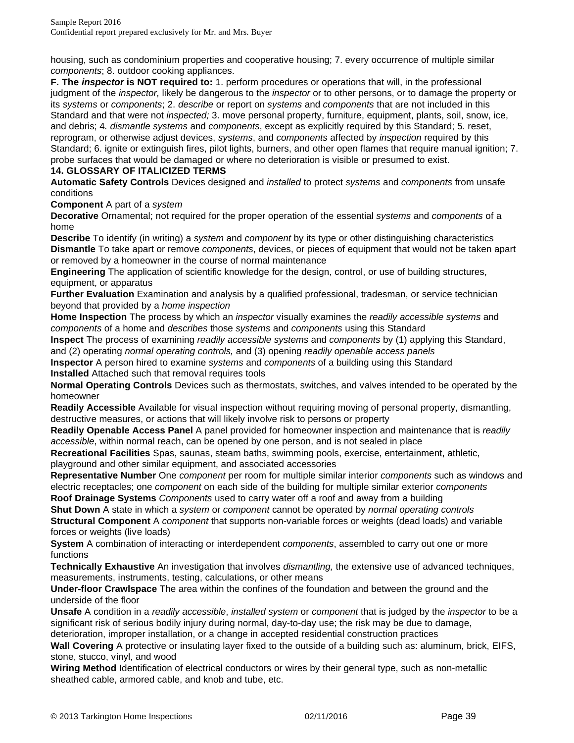housing, such as condominium properties and cooperative housing; 7. every occurrence of multiple similar *components*; 8. outdoor cooking appliances.

**F. The *inspector* is NOT required to:** 1. perform procedures or operations that will, in the professional judgment of the *inspector,* likely be dangerous to the *inspector* or to other persons, or to damage the property or its *systems* or *components*; 2. *describe* or report on *systems* and *components* that are not included in this Standard and that were not *inspected;* 3. move personal property, furniture, equipment, plants, soil, snow, ice, and debris; 4*. dismantle systems* and *components*, except as explicitly required by this Standard; 5. reset, reprogram, or otherwise adjust devices, *systems*, and *components* affected by *inspection* required by this Standard; 6. ignite or extinguish fires, pilot lights, burners, and other open flames that require manual ignition; 7. probe surfaces that would be damaged or where no deterioration is visible or presumed to exist.

**14. GLOSSARY OF ITALICIZED TERMS**

**Automatic Safety Controls** Devices designed and *installed* to protect *systems* and *components* from unsafe conditions

**Component** A part of a *system*

**Decorative** Ornamental; not required for the proper operation of the essential *systems* and *components* of a home

**Describe** To identify (in writing) a *system* and *component* by its type or other distinguishing characteristics

**Dismantle** To take apart or remove *components*, devices, or pieces of equipment that would not be taken apart or removed by a homeowner in the course of normal maintenance

**Engineering** The application of scientific knowledge for the design, control, or use of building structures, equipment, or apparatus

**Further Evaluation** Examination and analysis by a qualified professional, tradesman, or service technician beyond that provided by a *home inspection*

**Home Inspection** The process by which an *inspector* visually examines the *readily accessible systems* and *components* of a home and *describes* those *systems* and *components* using this Standard

**Inspect** The process of examining *readily accessible systems* and *components* by (1) applying this Standard, and (2) operating *normal operating controls,* and (3) opening *readily openable access panels*

**Inspector** A person hired to examine *systems* and *components* of a building using this Standard

**Installed** Attached such that removal requires tools

**Normal Operating Controls** Devices such as thermostats, switches, and valves intended to be operated by the homeowner

**Readily Accessible** Available for visual inspection without requiring moving of personal property, dismantling, destructive measures, or actions that will likely involve risk to persons or property

**Readily Openable Access Panel** A panel provided for homeowner inspection and maintenance that is *readily accessible*, within normal reach, can be opened by one person, and is not sealed in place

**Recreational Facilities** Spas, saunas, steam baths, swimming pools, exercise, entertainment, athletic, playground and other similar equipment, and associated accessories

**Representative Number** One *component* per room for multiple similar interior *components* such as windows and electric receptacles; one *component* on each side of the building for multiple similar exterior *components*

**Roof Drainage Systems** *Components* used to carry water off a roof and away from a building

**Shut Down** A state in which a *system* or *component* cannot be operated by *normal operating controls*

**Structural Component** A *component* that supports non-variable forces or weights (dead loads) and variable forces or weights (live loads)

**System** A combination of interacting or interdependent *components*, assembled to carry out one or more functions

**Technically Exhaustive** An investigation that involves *dismantling,* the extensive use of advanced techniques, measurements, instruments, testing, calculations, or other means

**Under-floor Crawlspace** The area within the confines of the foundation and between the ground and the underside of the floor

**Unsafe** A condition in a *readily accessible*, *installed system* or *component* that is judged by the *inspector* to be a significant risk of serious bodily injury during normal, day-to-day use; the risk may be due to damage, deterioration, improper installation, or a change in accepted residential construction practices

**Wall Covering** A protective or insulating layer fixed to the outside of a building such as: aluminum, brick, EIFS, stone, stucco, vinyl, and wood

**Wiring Method** Identification of electrical conductors or wires by their general type, such as non-metallic sheathed cable, armored cable, and knob and tube, etc.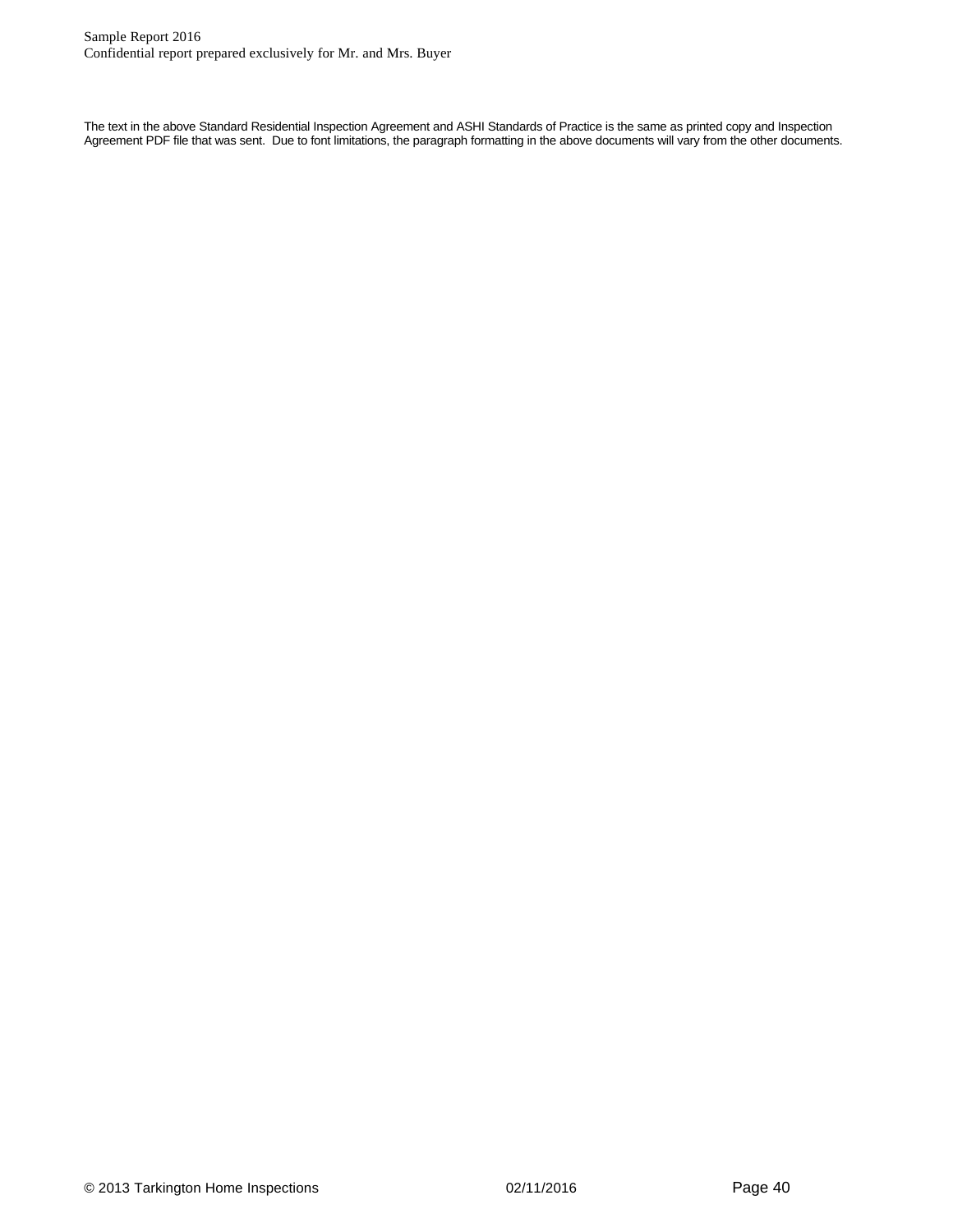The text in the above Standard Residential Inspection Agreement and ASHI Standards of Practice is the same as printed copy and Inspection Agreement PDF file that was sent. Due to font limitations, the paragraph formatting in the above documents will vary from the other documents.